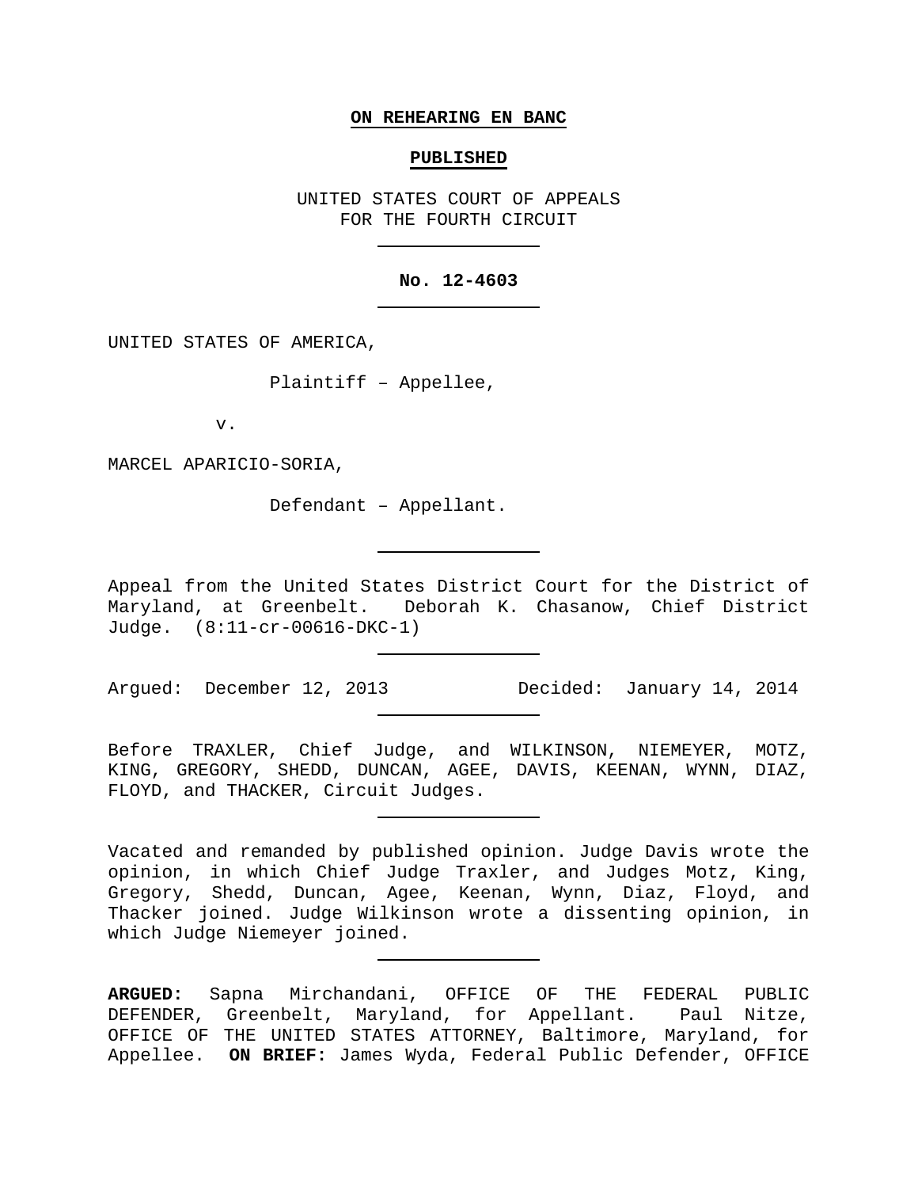**ON REHEARING EN BANC**

**PUBLISHED**

UNITED STATES COURT OF APPEALS
FOR THE FOURTH CIRCUIT

---

**No. 12-4603**

---

UNITED STATES OF AMERICA,

Plaintiff – Appellee,

v.

MARCEL APARICIO-SORIA,

Defendant – Appellant.

---

Appeal from the United States District Court for the District of Maryland, at Greenbelt. Deborah K. Chasanow, Chief District Judge. (8:11-cr-00616-DKC-1)

---

Argued: December 12, 2013 Decided: January 14, 2014

---

Before TRAXLER, Chief Judge, and WILKINSON, NIEMEYER, MOTZ, KING, GREGORY, SHEDD, DUNCAN, AGEE, DAVIS, KEENAN, WYNN, DIAZ, FLOYD, and THACKER, Circuit Judges.

---

Vacated and remanded by published opinion. Judge Davis wrote the opinion, in which Chief Judge Traxler, and Judges Motz, King, Gregory, Shedd, Duncan, Agee, Keenan, Wynn, Diaz, Floyd, and Thacker joined. Judge Wilkinson wrote a dissenting opinion, in which Judge Niemeyer joined.

---

**ARGUED:** Sapna Mirchandani, OFFICE OF THE FEDERAL PUBLIC DEFENDER, Greenbelt, Maryland, for Appellant. Paul Nitze, OFFICE OF THE UNITED STATES ATTORNEY, Baltimore, Maryland, for Appellee. **ON BRIEF:** James Wyda, Federal Public Defender, OFFICE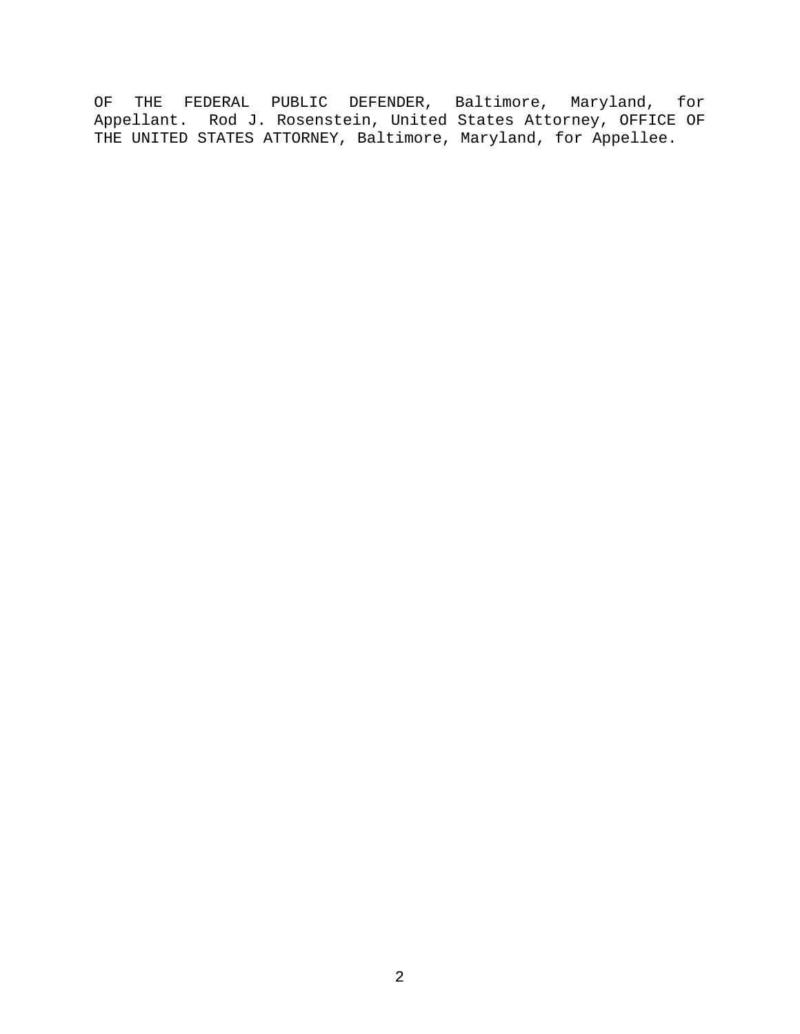OF THE FEDERAL PUBLIC DEFENDER, Baltimore, Maryland, for Appellant. Rod J. Rosenstein, United States Attorney, OFFICE OF THE UNITED STATES ATTORNEY, Baltimore, Maryland, for Appellee.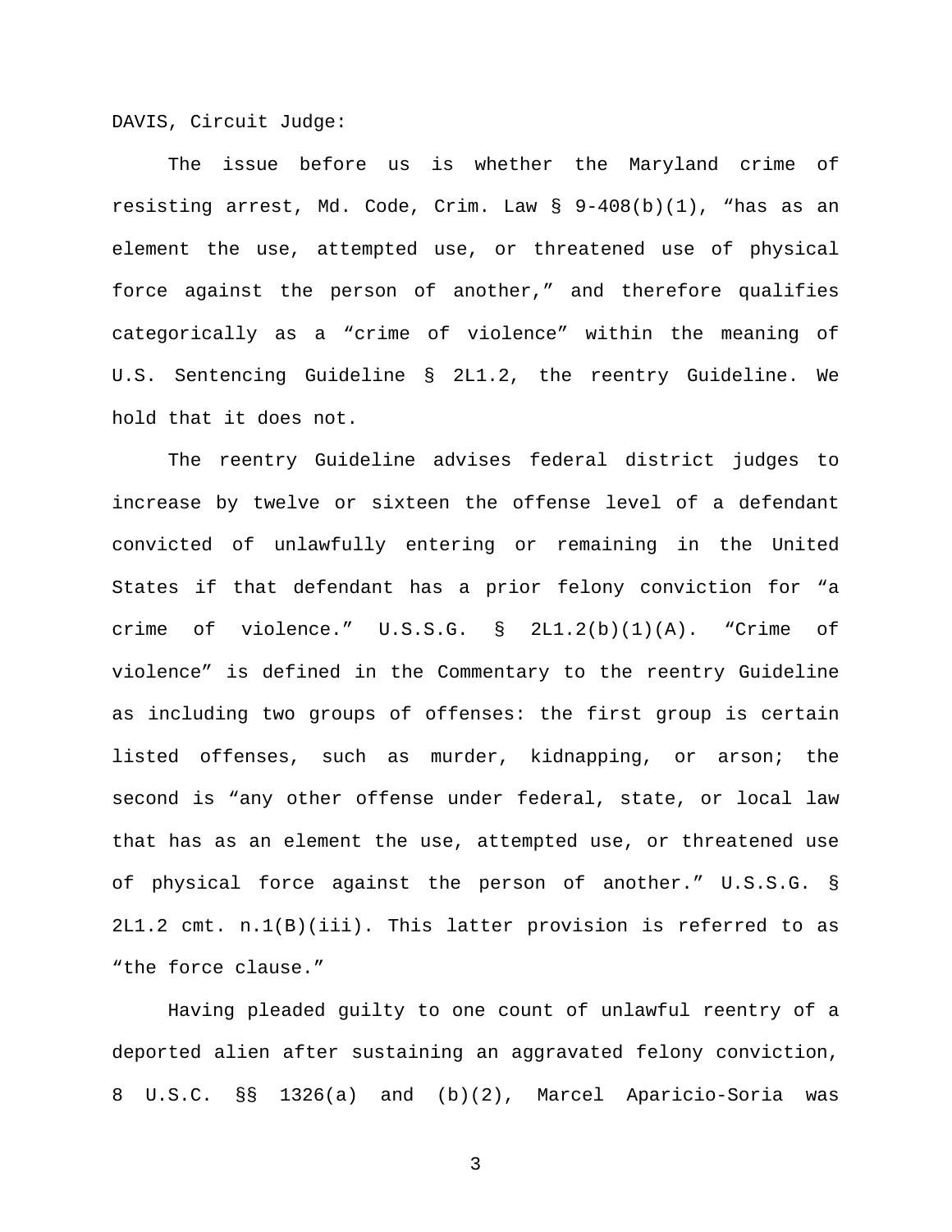DAVIS, Circuit Judge:

The issue before us is whether the Maryland crime of resisting arrest, Md. Code, Crim. Law § 9-408(b)(1), "has as an element the use, attempted use, or threatened use of physical force against the person of another," and therefore qualifies categorically as a "crime of violence" within the meaning of U.S. Sentencing Guideline § 2L1.2, the reentry Guideline. We hold that it does not.

The reentry Guideline advises federal district judges to increase by twelve or sixteen the offense level of a defendant convicted of unlawfully entering or remaining in the United States if that defendant has a prior felony conviction for "a crime of violence." U.S.S.G. § 2L1.2(b)(1)(A). "Crime of violence" is defined in the Commentary to the reentry Guideline as including two groups of offenses: the first group is certain listed offenses, such as murder, kidnapping, or arson; the second is "any other offense under federal, state, or local law that has as an element the use, attempted use, or threatened use of physical force against the person of another." U.S.S.G. § 2L1.2 cmt. n.1(B)(iii). This latter provision is referred to as "the force clause."

Having pleaded guilty to one count of unlawful reentry of a deported alien after sustaining an aggravated felony conviction, 8 U.S.C. §§ 1326(a) and (b)(2), Marcel Aparicio-Soria was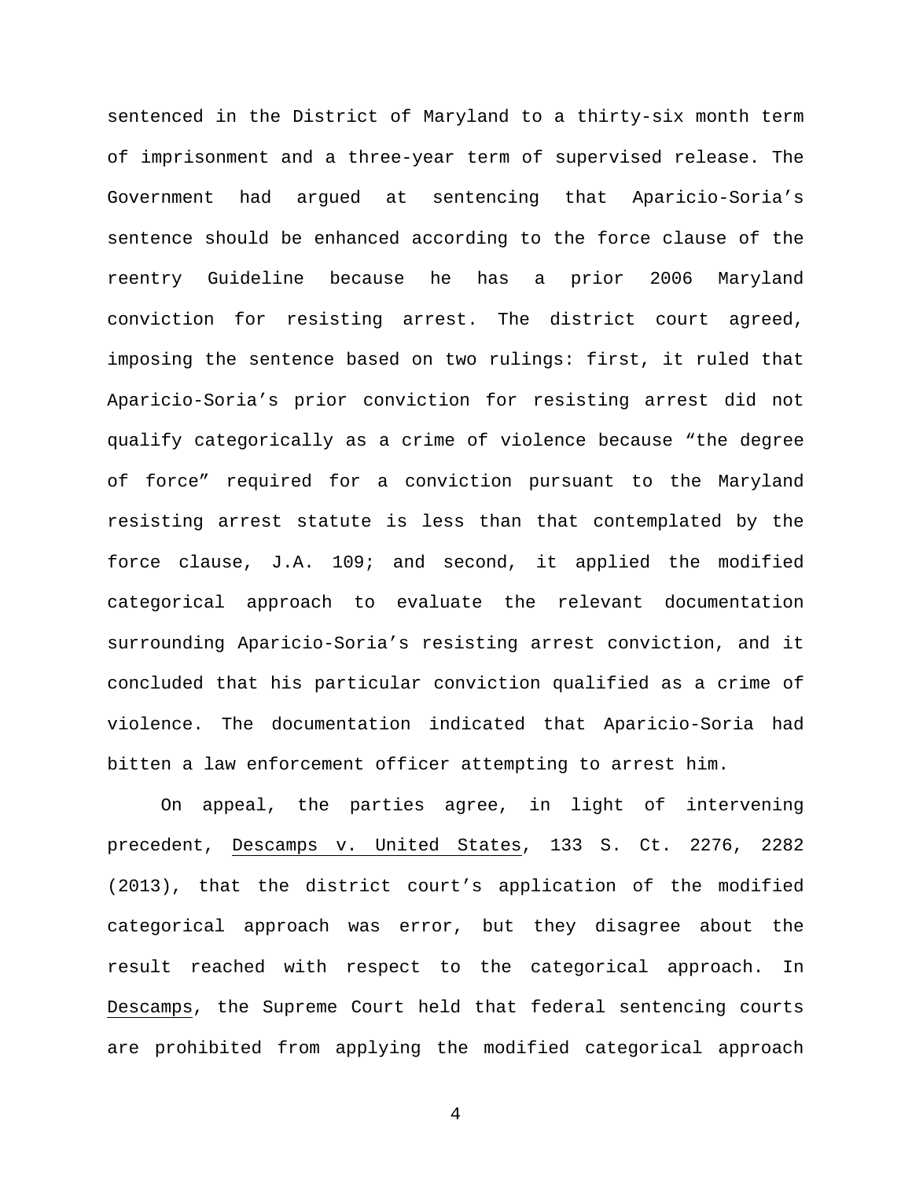sentenced in the District of Maryland to a thirty-six month term of imprisonment and a three-year term of supervised release. The Government had argued at sentencing that Aparicio-Soria's sentence should be enhanced according to the force clause of the reentry Guideline because he has a prior 2006 Maryland conviction for resisting arrest. The district court agreed, imposing the sentence based on two rulings: first, it ruled that Aparicio-Soria's prior conviction for resisting arrest did not qualify categorically as a crime of violence because "the degree of force" required for a conviction pursuant to the Maryland resisting arrest statute is less than that contemplated by the force clause, J.A. 109; and second, it applied the modified categorical approach to evaluate the relevant documentation surrounding Aparicio-Soria's resisting arrest conviction, and it concluded that his particular conviction qualified as a crime of violence. The documentation indicated that Aparicio-Soria had bitten a law enforcement officer attempting to arrest him.

On appeal, the parties agree, in light of intervening precedent, Descamps v. United States, 133 S. Ct. 2276, 2282 (2013), that the district court's application of the modified categorical approach was error, but they disagree about the result reached with respect to the categorical approach. In Descamps, the Supreme Court held that federal sentencing courts are prohibited from applying the modified categorical approach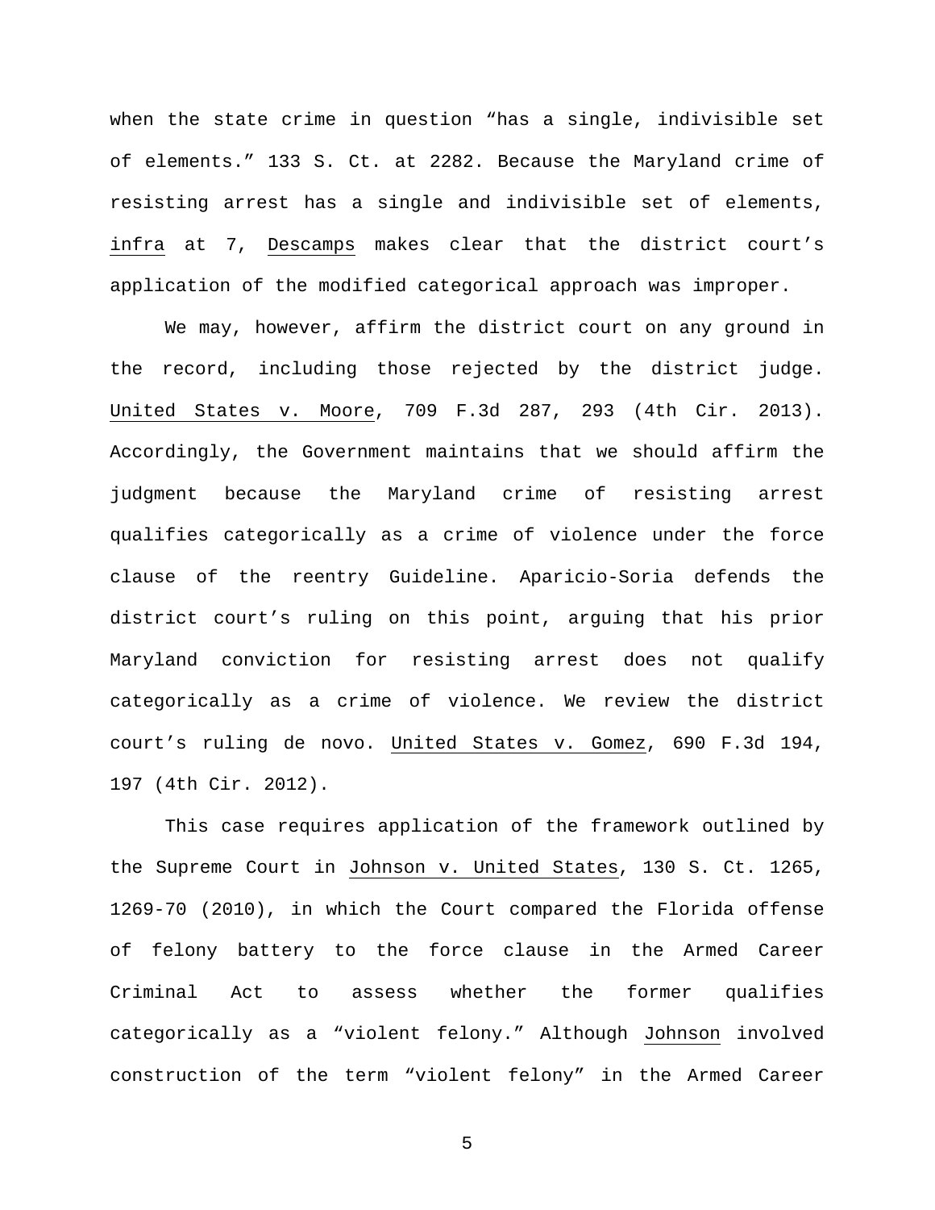when the state crime in question "has a single, indivisible set of elements." 133 S. Ct. at 2282. Because the Maryland crime of resisting arrest has a single and indivisible set of elements, infra at 7, Descamps makes clear that the district court's application of the modified categorical approach was improper.

We may, however, affirm the district court on any ground in the record, including those rejected by the district judge. United States v. Moore, 709 F.3d 287, 293 (4th Cir. 2013). Accordingly, the Government maintains that we should affirm the judgment because the Maryland crime of resisting arrest qualifies categorically as a crime of violence under the force clause of the reentry Guideline. Aparicio-Soria defends the district court's ruling on this point, arguing that his prior Maryland conviction for resisting arrest does not qualify categorically as a crime of violence. We review the district court's ruling de novo. United States v. Gomez, 690 F.3d 194, 197 (4th Cir. 2012).

This case requires application of the framework outlined by the Supreme Court in Johnson v. United States, 130 S. Ct. 1265, 1269-70 (2010), in which the Court compared the Florida offense of felony battery to the force clause in the Armed Career Criminal Act to assess whether the former qualifies categorically as a "violent felony." Although Johnson involved construction of the term "violent felony" in the Armed Career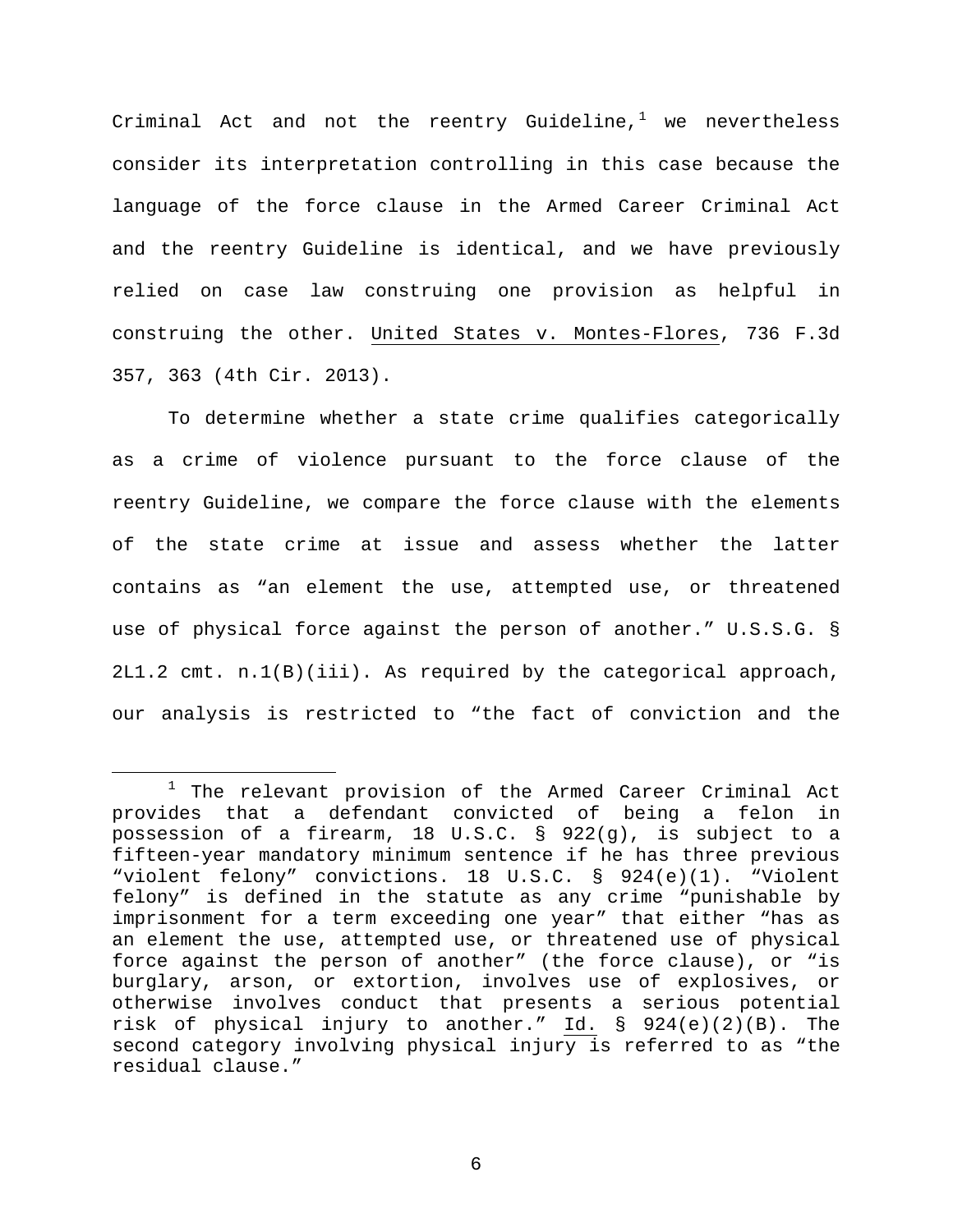Criminal Act and not the reentry Guideline,[1] we nevertheless consider its interpretation controlling in this case because the language of the force clause in the Armed Career Criminal Act and the reentry Guideline is identical, and we have previously relied on case law construing one provision as helpful in construing the other. United States v. Montes-Flores, 736 F.3d 357, 363 (4th Cir. 2013).

To determine whether a state crime qualifies categorically as a crime of violence pursuant to the force clause of the reentry Guideline, we compare the force clause with the elements of the state crime at issue and assess whether the latter contains as "an element the use, attempted use, or threatened use of physical force against the person of another." U.S.S.G. § 2L1.2 cmt. n.1(B)(iii). As required by the categorical approach, our analysis is restricted to "the fact of conviction and the

---

[1] The relevant provision of the Armed Career Criminal Act provides that a defendant convicted of being a felon in possession of a firearm, 18 U.S.C. § 922(g), is subject to a fifteen-year mandatory minimum sentence if he has three previous "violent felony" convictions. 18 U.S.C. § 924(e)(1). "Violent felony" is defined in the statute as any crime "punishable by imprisonment for a term exceeding one year" that either "has as an element the use, attempted use, or threatened use of physical force against the person of another" (the force clause), or "is burglary, arson, or extortion, involves use of explosives, or otherwise involves conduct that presents a serious potential risk of physical injury to another." Id. § 924(e)(2)(B). The second category involving physical injury is referred to as "the residual clause."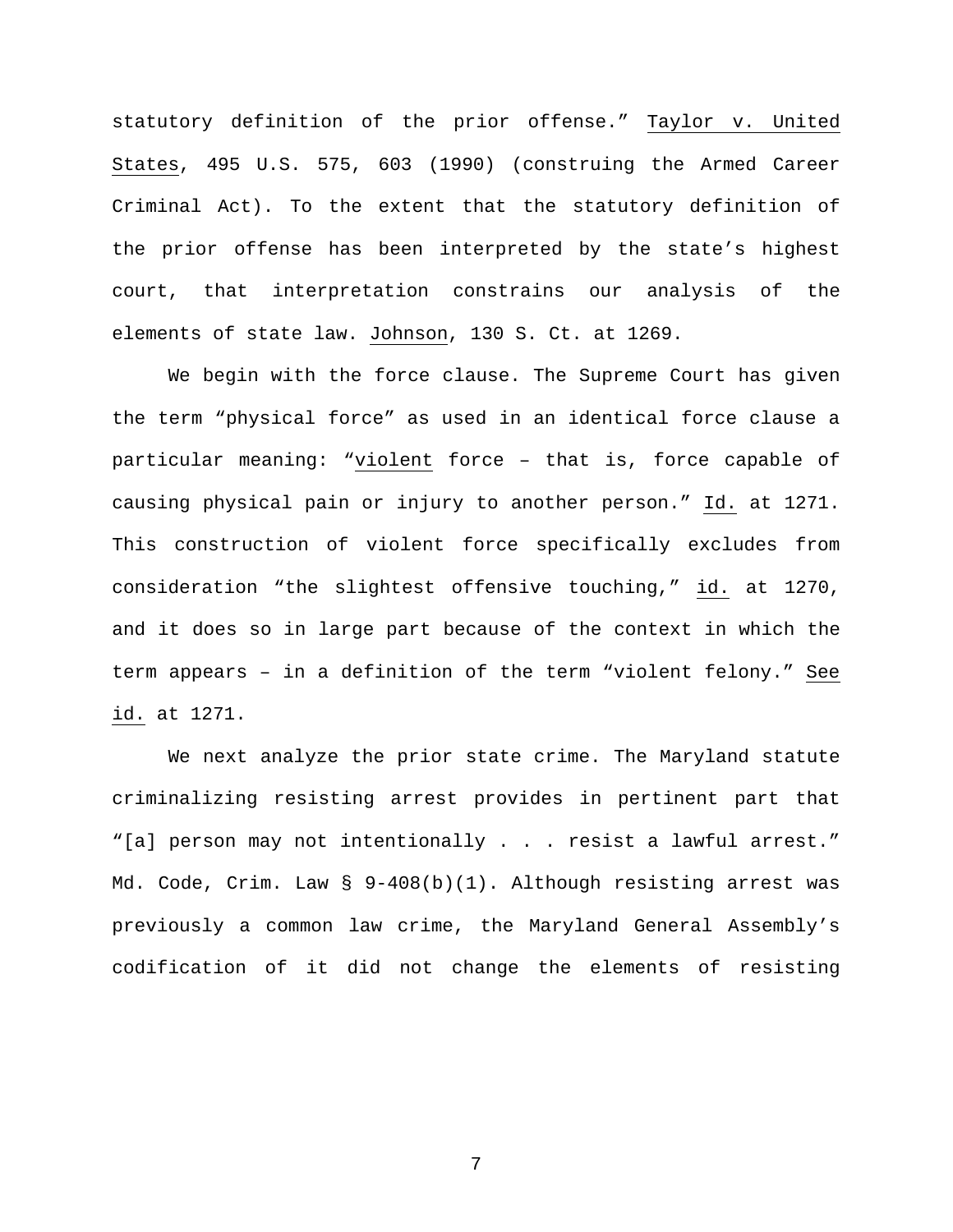statutory definition of the prior offense." Taylor v. United States, 495 U.S. 575, 603 (1990) (construing the Armed Career Criminal Act). To the extent that the statutory definition of the prior offense has been interpreted by the state's highest court, that interpretation constrains our analysis of the elements of state law. Johnson, 130 S. Ct. at 1269.

We begin with the force clause. The Supreme Court has given the term "physical force" as used in an identical force clause a particular meaning: "violent force – that is, force capable of causing physical pain or injury to another person." Id. at 1271. This construction of violent force specifically excludes from consideration "the slightest offensive touching," id. at 1270, and it does so in large part because of the context in which the term appears – in a definition of the term "violent felony." See id. at 1271.

We next analyze the prior state crime. The Maryland statute criminalizing resisting arrest provides in pertinent part that "[a] person may not intentionally . . . resist a lawful arrest." Md. Code, Crim. Law § 9-408(b)(1). Although resisting arrest was previously a common law crime, the Maryland General Assembly's codification of it did not change the elements of resisting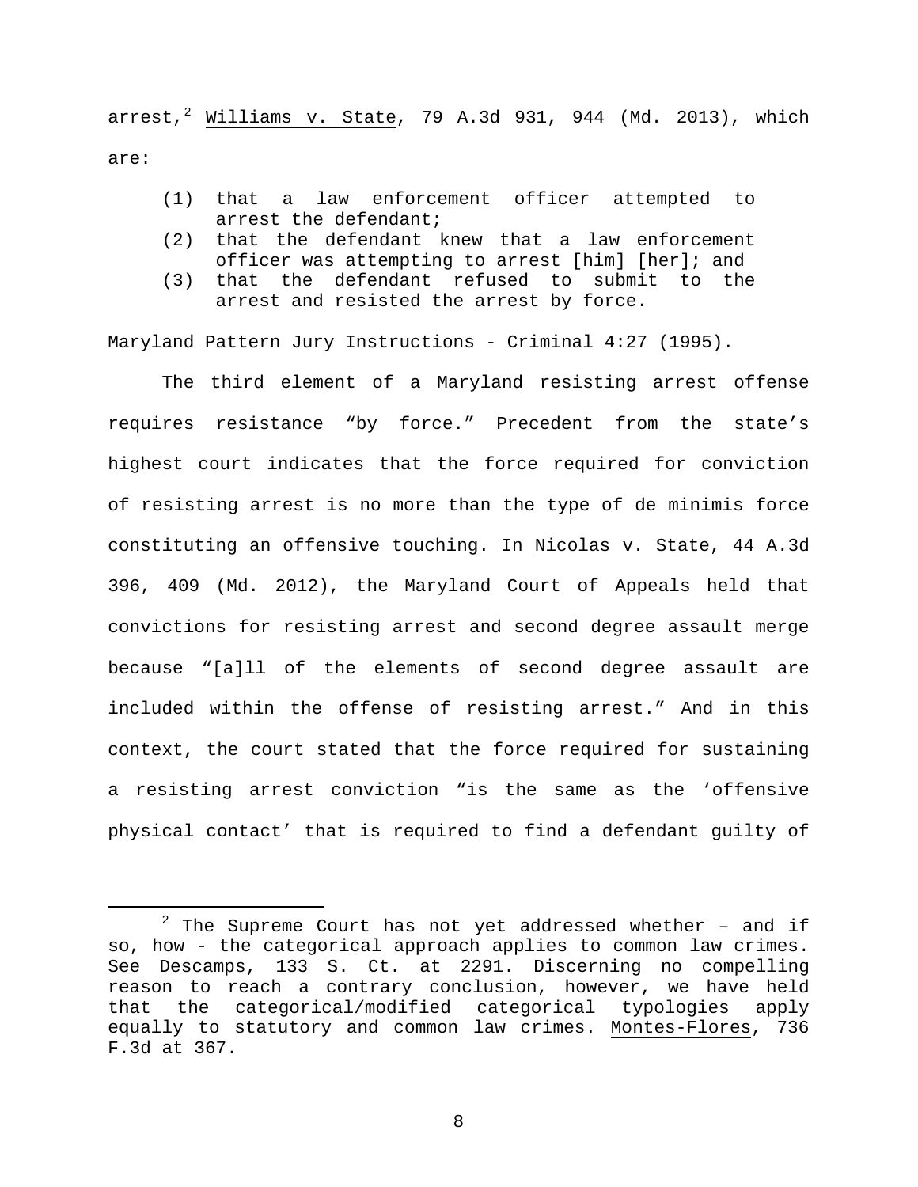arrest,[2] Williams v. State, 79 A.3d 931, 944 (Md. 2013), which are:

> (1) that a law enforcement officer attempted to arrest the defendant;
> (2) that the defendant knew that a law enforcement officer was attempting to arrest [him] [her]; and
> (3) that the defendant refused to submit to the arrest and resisted the arrest by force.

Maryland Pattern Jury Instructions - Criminal 4:27 (1995).

The third element of a Maryland resisting arrest offense requires resistance "by force." Precedent from the state's highest court indicates that the force required for conviction of resisting arrest is no more than the type of de minimis force constituting an offensive touching. In Nicolas v. State, 44 A.3d 396, 409 (Md. 2012), the Maryland Court of Appeals held that convictions for resisting arrest and second degree assault merge because "[a]ll of the elements of second degree assault are included within the offense of resisting arrest." And in this context, the court stated that the force required for sustaining a resisting arrest conviction "is the same as the 'offensive physical contact' that is required to find a defendant guilty of

---

[2] The Supreme Court has not yet addressed whether – and if so, how - the categorical approach applies to common law crimes. See Descamps, 133 S. Ct. at 2291. Discerning no compelling reason to reach a contrary conclusion, however, we have held that the categorical/modified categorical typologies apply equally to statutory and common law crimes. Montes-Flores, 736 F.3d at 367.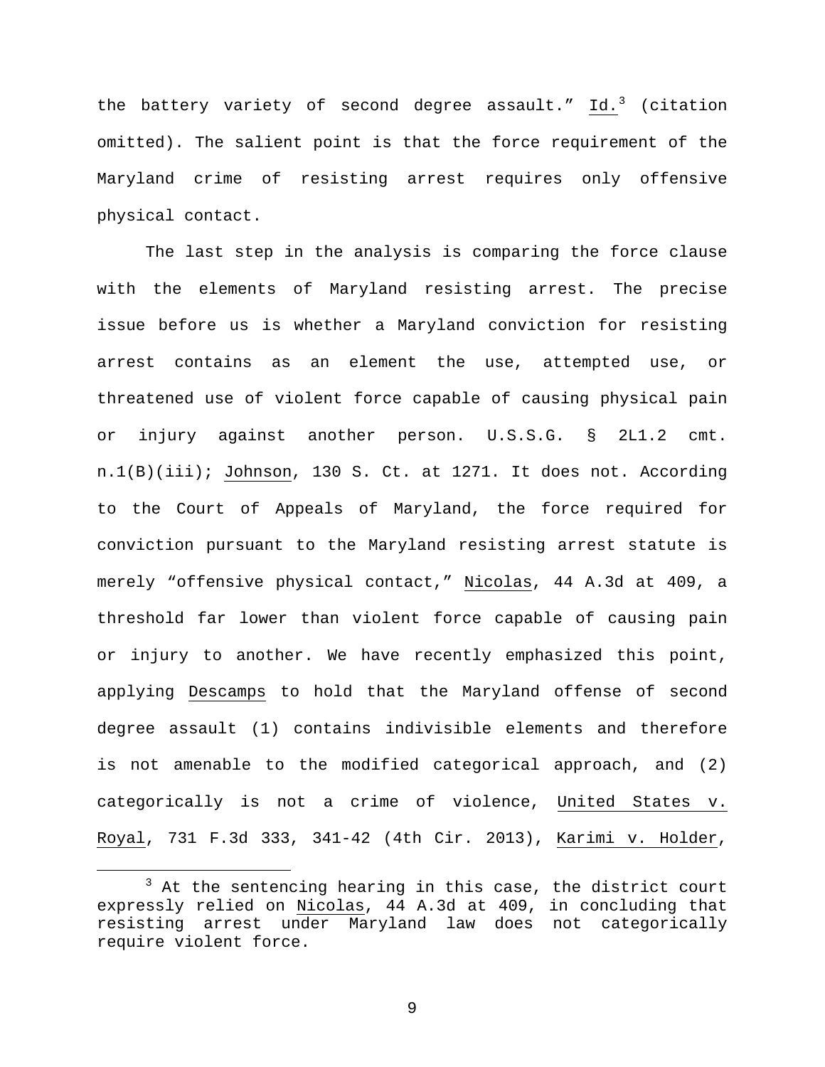the battery variety of second degree assault." Id.[3] (citation omitted). The salient point is that the force requirement of the Maryland crime of resisting arrest requires only offensive physical contact.

The last step in the analysis is comparing the force clause with the elements of Maryland resisting arrest. The precise issue before us is whether a Maryland conviction for resisting arrest contains as an element the use, attempted use, or threatened use of violent force capable of causing physical pain or injury against another person. U.S.S.G. § 2L1.2 cmt. n.1(B)(iii); Johnson, 130 S. Ct. at 1271. It does not. According to the Court of Appeals of Maryland, the force required for conviction pursuant to the Maryland resisting arrest statute is merely "offensive physical contact," Nicolas, 44 A.3d at 409, a threshold far lower than violent force capable of causing pain or injury to another. We have recently emphasized this point, applying Descamps to hold that the Maryland offense of second degree assault (1) contains indivisible elements and therefore is not amenable to the modified categorical approach, and (2) categorically is not a crime of violence, United States v. Royal, 731 F.3d 333, 341-42 (4th Cir. 2013), Karimi v. Holder,

[3] At the sentencing hearing in this case, the district court expressly relied on Nicolas, 44 A.3d at 409, in concluding that resisting arrest under Maryland law does not categorically require violent force.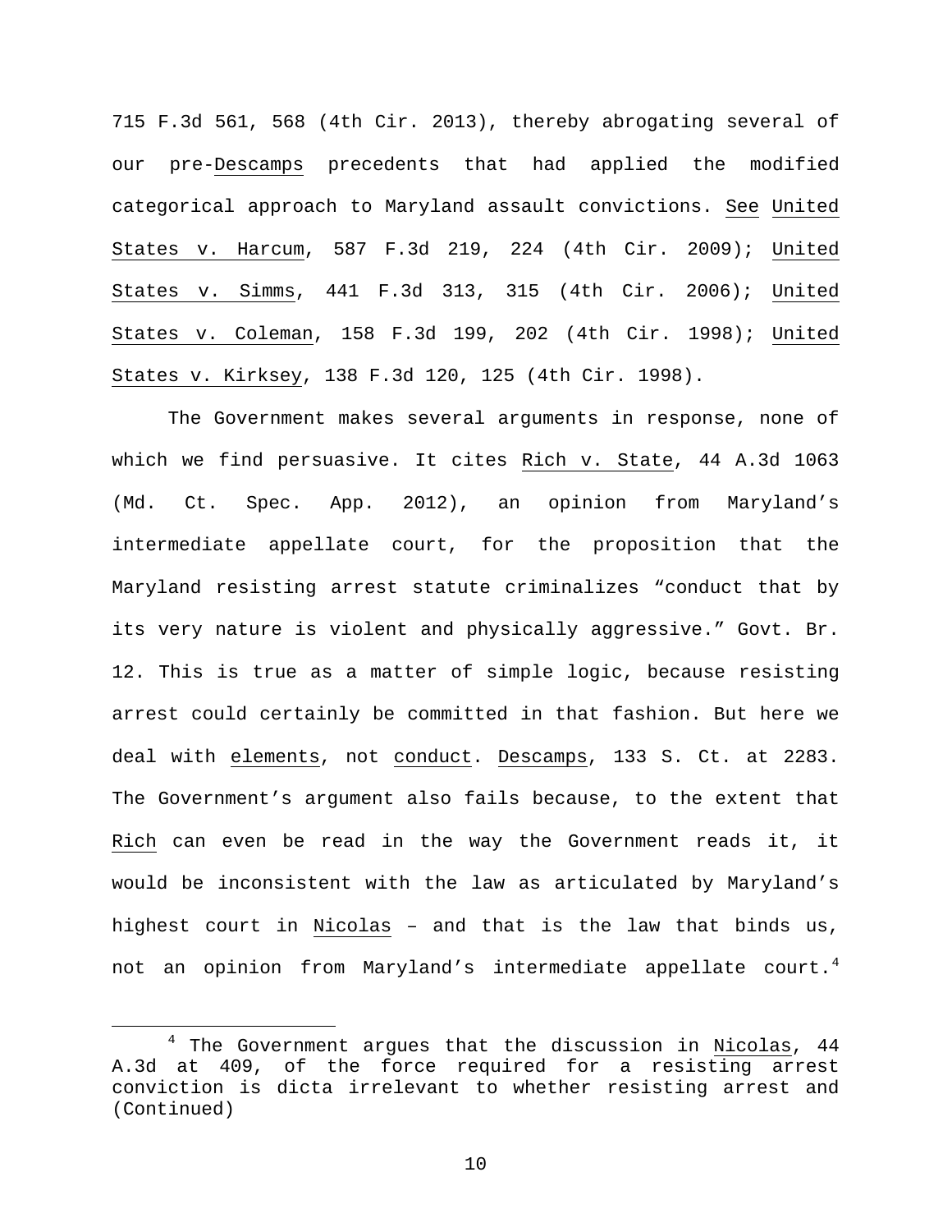715 F.3d 561, 568 (4th Cir. 2013), thereby abrogating several of our pre-Descamps precedents that had applied the modified categorical approach to Maryland assault convictions. See United States v. Harcum, 587 F.3d 219, 224 (4th Cir. 2009); United States v. Simms, 441 F.3d 313, 315 (4th Cir. 2006); United States v. Coleman, 158 F.3d 199, 202 (4th Cir. 1998); United States v. Kirksey, 138 F.3d 120, 125 (4th Cir. 1998).

The Government makes several arguments in response, none of which we find persuasive. It cites Rich v. State, 44 A.3d 1063 (Md. Ct. Spec. App. 2012), an opinion from Maryland's intermediate appellate court, for the proposition that the Maryland resisting arrest statute criminalizes "conduct that by its very nature is violent and physically aggressive." Govt. Br. 12. This is true as a matter of simple logic, because resisting arrest could certainly be committed in that fashion. But here we deal with elements, not conduct. Descamps, 133 S. Ct. at 2283. The Government's argument also fails because, to the extent that Rich can even be read in the way the Government reads it, it would be inconsistent with the law as articulated by Maryland's highest court in Nicolas – and that is the law that binds us, not an opinion from Maryland's intermediate appellate court.[4]

[4] The Government argues that the discussion in Nicolas, 44 A.3d at 409, of the force required for a resisting arrest conviction is dicta irrelevant to whether resisting arrest and (Continued)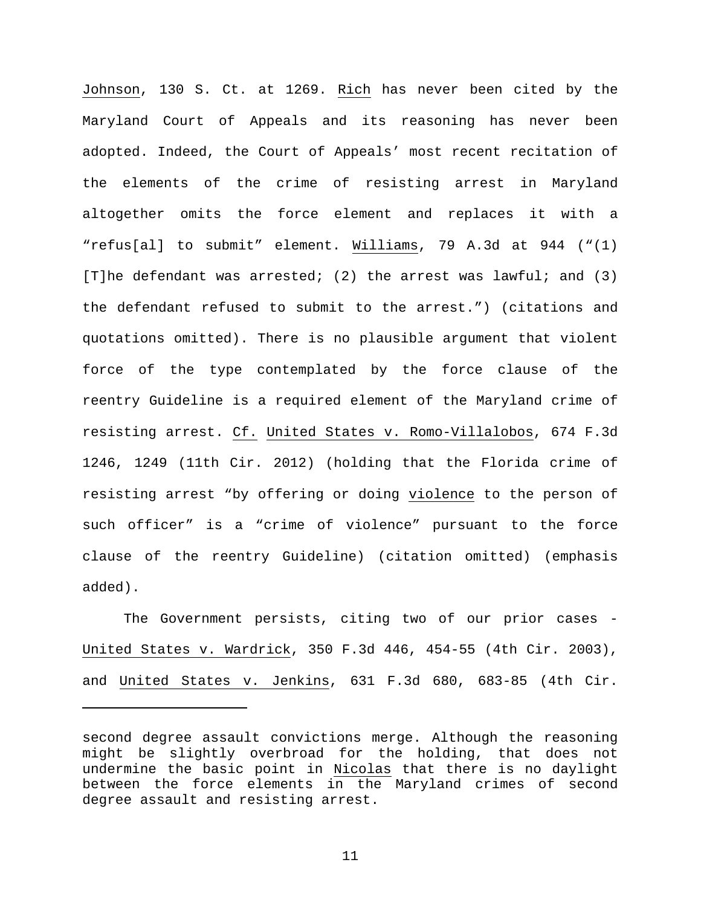Johnson, 130 S. Ct. at 1269. Rich has never been cited by the Maryland Court of Appeals and its reasoning has never been adopted. Indeed, the Court of Appeals' most recent recitation of the elements of the crime of resisting arrest in Maryland altogether omits the force element and replaces it with a "refus[al] to submit" element. Williams, 79 A.3d at 944 ("(1) [T]he defendant was arrested; (2) the arrest was lawful; and (3) the defendant refused to submit to the arrest.") (citations and quotations omitted). There is no plausible argument that violent force of the type contemplated by the force clause of the reentry Guideline is a required element of the Maryland crime of resisting arrest. Cf. United States v. Romo-Villalobos, 674 F.3d 1246, 1249 (11th Cir. 2012) (holding that the Florida crime of resisting arrest "by offering or doing violence to the person of such officer" is a "crime of violence" pursuant to the force clause of the reentry Guideline) (citation omitted) (emphasis added).

The Government persists, citing two of our prior cases - United States v. Wardrick, 350 F.3d 446, 454-55 (4th Cir. 2003), and United States v. Jenkins, 631 F.3d 680, 683-85 (4th Cir.

---

second degree assault convictions merge. Although the reasoning might be slightly overbroad for the holding, that does not undermine the basic point in Nicolas that there is no daylight between the force elements in the Maryland crimes of second degree assault and resisting arrest.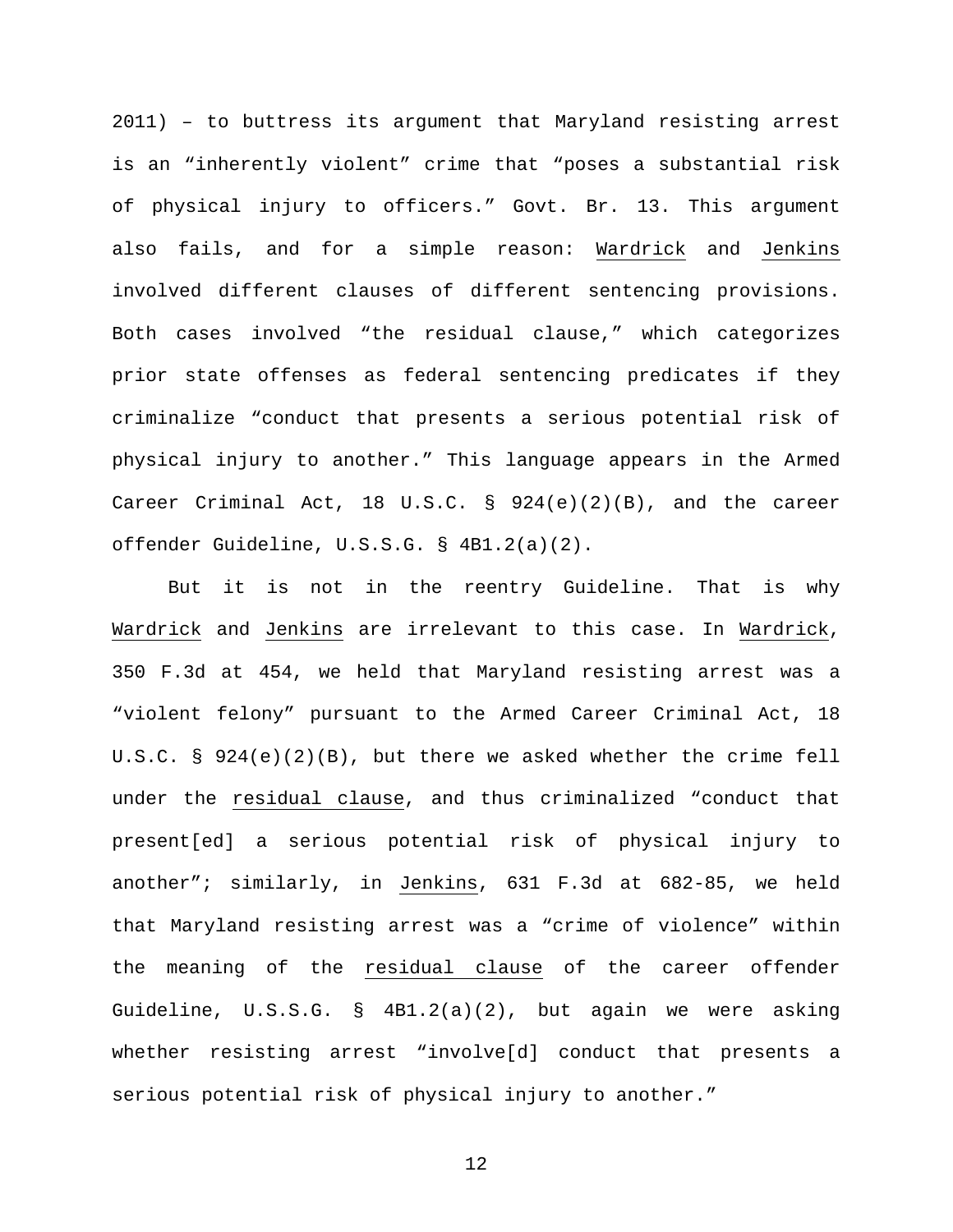2011) – to buttress its argument that Maryland resisting arrest is an "inherently violent" crime that "poses a substantial risk of physical injury to officers." Govt. Br. 13. This argument also fails, and for a simple reason: Wardrick and Jenkins involved different clauses of different sentencing provisions. Both cases involved "the residual clause," which categorizes prior state offenses as federal sentencing predicates if they criminalize "conduct that presents a serious potential risk of physical injury to another." This language appears in the Armed Career Criminal Act, 18 U.S.C. § 924(e)(2)(B), and the career offender Guideline, U.S.S.G. § 4B1.2(a)(2).

But it is not in the reentry Guideline. That is why Wardrick and Jenkins are irrelevant to this case. In Wardrick, 350 F.3d at 454, we held that Maryland resisting arrest was a "violent felony" pursuant to the Armed Career Criminal Act, 18 U.S.C. § 924(e)(2)(B), but there we asked whether the crime fell under the residual clause, and thus criminalized "conduct that present[ed] a serious potential risk of physical injury to another"; similarly, in Jenkins, 631 F.3d at 682-85, we held that Maryland resisting arrest was a "crime of violence" within the meaning of the residual clause of the career offender Guideline, U.S.S.G. § 4B1.2(a)(2), but again we were asking whether resisting arrest "involve[d] conduct that presents a serious potential risk of physical injury to another."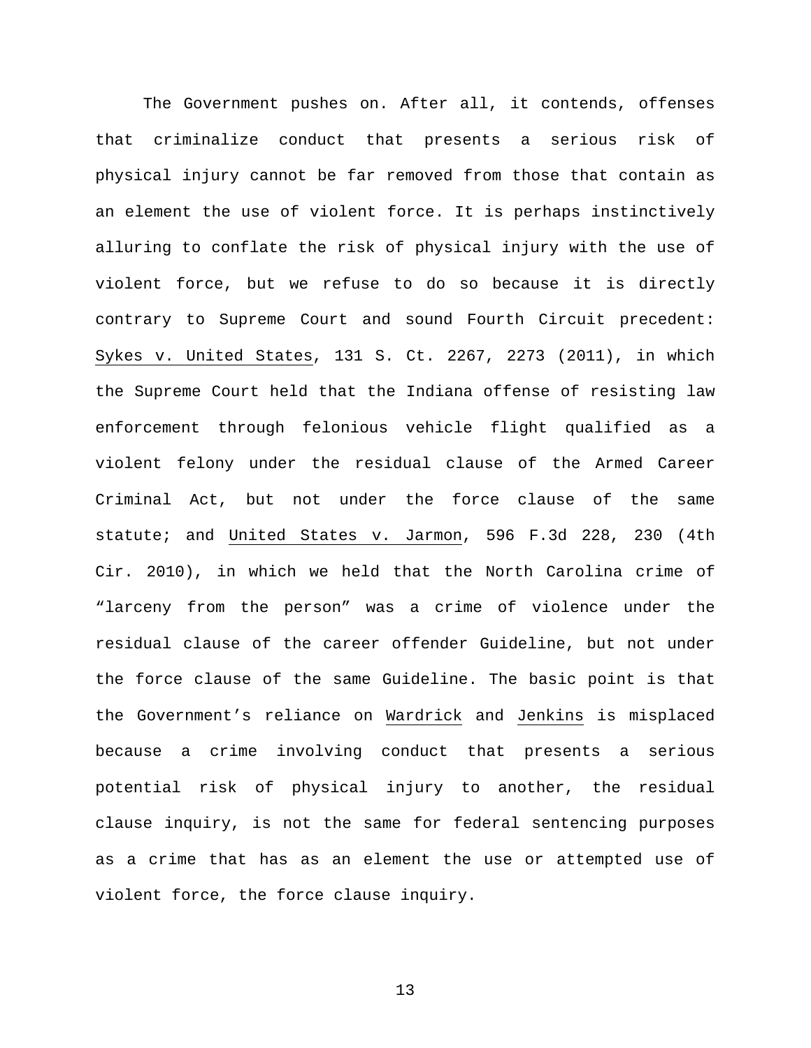The Government pushes on. After all, it contends, offenses that criminalize conduct that presents a serious risk of physical injury cannot be far removed from those that contain as an element the use of violent force. It is perhaps instinctively alluring to conflate the risk of physical injury with the use of violent force, but we refuse to do so because it is directly contrary to Supreme Court and sound Fourth Circuit precedent: Sykes v. United States, 131 S. Ct. 2267, 2273 (2011), in which the Supreme Court held that the Indiana offense of resisting law enforcement through felonious vehicle flight qualified as a violent felony under the residual clause of the Armed Career Criminal Act, but not under the force clause of the same statute; and United States v. Jarmon, 596 F.3d 228, 230 (4th Cir. 2010), in which we held that the North Carolina crime of "larceny from the person" was a crime of violence under the residual clause of the career offender Guideline, but not under the force clause of the same Guideline. The basic point is that the Government's reliance on Wardrick and Jenkins is misplaced because a crime involving conduct that presents a serious potential risk of physical injury to another, the residual clause inquiry, is not the same for federal sentencing purposes as a crime that has as an element the use or attempted use of violent force, the force clause inquiry.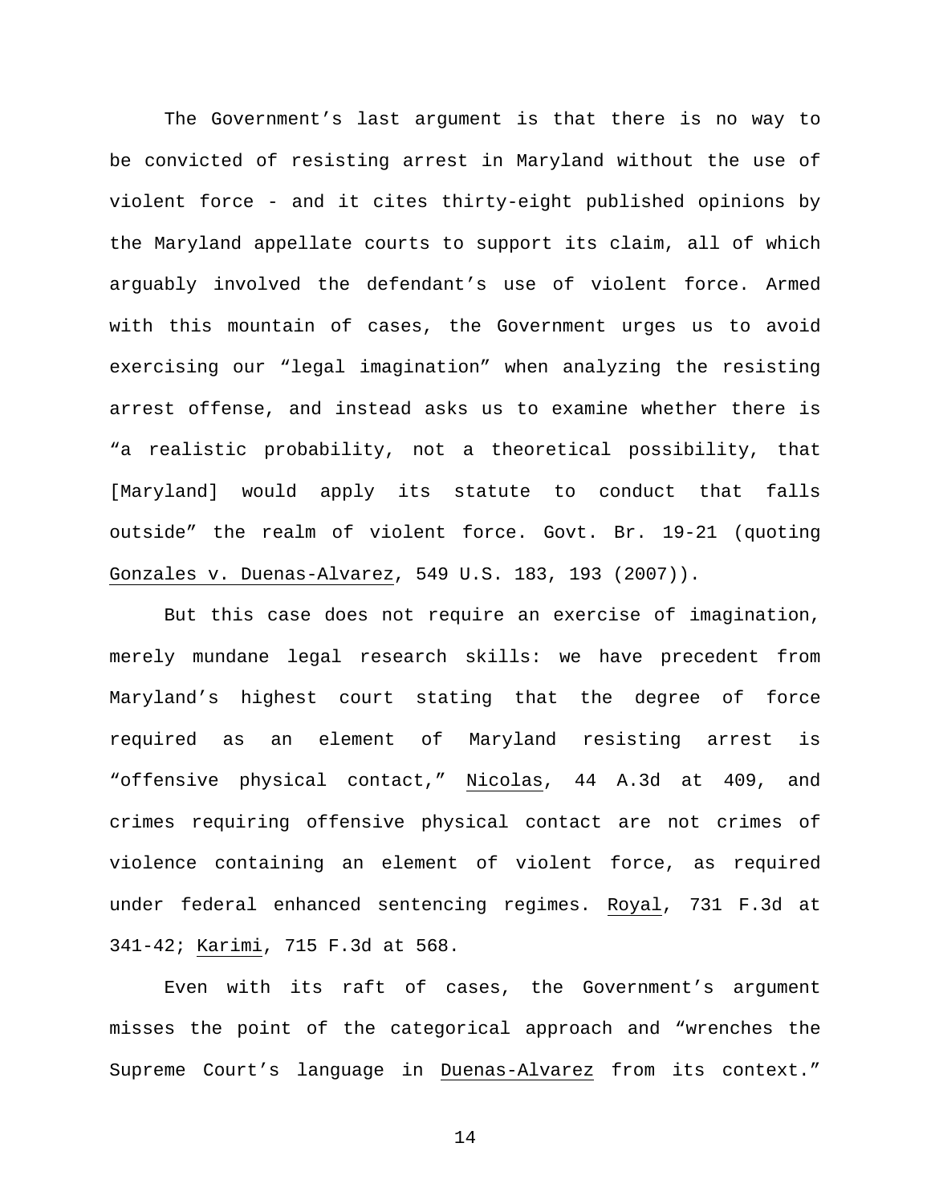The Government's last argument is that there is no way to be convicted of resisting arrest in Maryland without the use of violent force - and it cites thirty-eight published opinions by the Maryland appellate courts to support its claim, all of which arguably involved the defendant's use of violent force. Armed with this mountain of cases, the Government urges us to avoid exercising our "legal imagination" when analyzing the resisting arrest offense, and instead asks us to examine whether there is "a realistic probability, not a theoretical possibility, that [Maryland] would apply its statute to conduct that falls outside" the realm of violent force. Govt. Br. 19-21 (quoting Gonzales v. Duenas-Alvarez, 549 U.S. 183, 193 (2007)).

But this case does not require an exercise of imagination, merely mundane legal research skills: we have precedent from Maryland's highest court stating that the degree of force required as an element of Maryland resisting arrest is "offensive physical contact," Nicolas, 44 A.3d at 409, and crimes requiring offensive physical contact are not crimes of violence containing an element of violent force, as required under federal enhanced sentencing regimes. Royal, 731 F.3d at 341-42; Karimi, 715 F.3d at 568.

Even with its raft of cases, the Government's argument misses the point of the categorical approach and "wrenches the Supreme Court's language in Duenas-Alvarez from its context."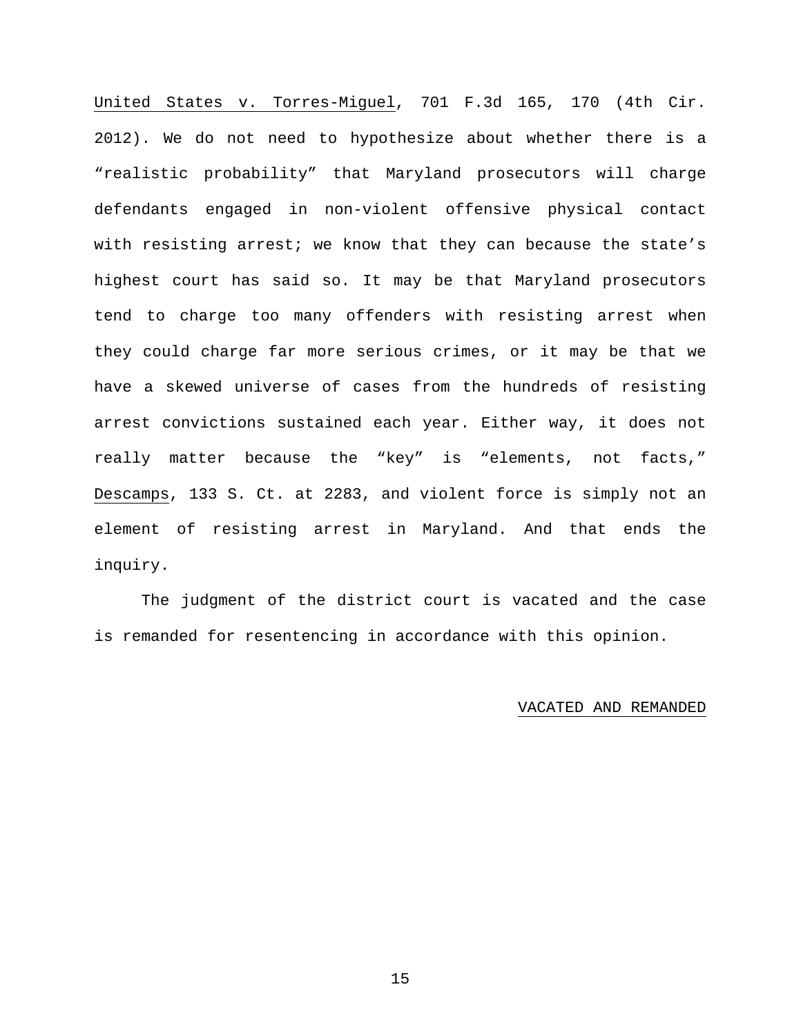United States v. Torres-Miguel, 701 F.3d 165, 170 (4th Cir. 2012). We do not need to hypothesize about whether there is a "realistic probability" that Maryland prosecutors will charge defendants engaged in non-violent offensive physical contact with resisting arrest; we know that they can because the state's highest court has said so. It may be that Maryland prosecutors tend to charge too many offenders with resisting arrest when they could charge far more serious crimes, or it may be that we have a skewed universe of cases from the hundreds of resisting arrest convictions sustained each year. Either way, it does not really matter because the "key" is "elements, not facts," Descamps, 133 S. Ct. at 2283, and violent force is simply not an element of resisting arrest in Maryland. And that ends the inquiry.

The judgment of the district court is vacated and the case is remanded for resentencing in accordance with this opinion.

VACATED AND REMANDED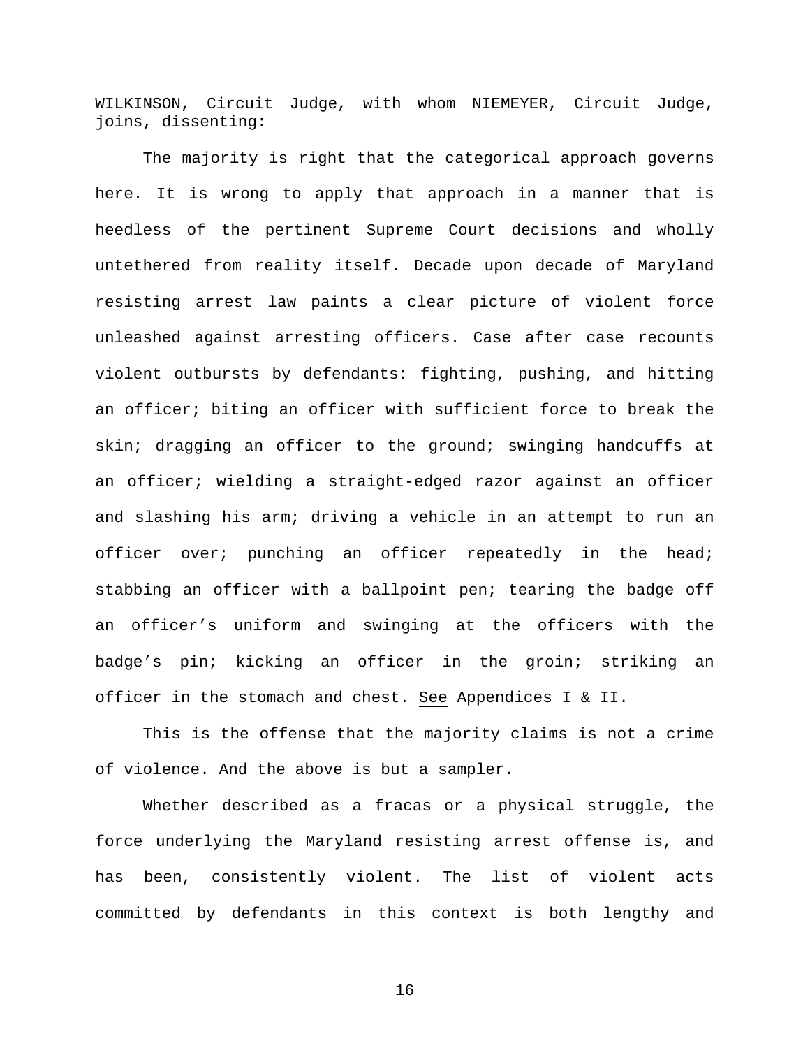WILKINSON, Circuit Judge, with whom NIEMEYER, Circuit Judge, joins, dissenting:

The majority is right that the categorical approach governs here. It is wrong to apply that approach in a manner that is heedless of the pertinent Supreme Court decisions and wholly untethered from reality itself. Decade upon decade of Maryland resisting arrest law paints a clear picture of violent force unleashed against arresting officers. Case after case recounts violent outbursts by defendants: fighting, pushing, and hitting an officer; biting an officer with sufficient force to break the skin; dragging an officer to the ground; swinging handcuffs at an officer; wielding a straight-edged razor against an officer and slashing his arm; driving a vehicle in an attempt to run an officer over; punching an officer repeatedly in the head; stabbing an officer with a ballpoint pen; tearing the badge off an officer's uniform and swinging at the officers with the badge's pin; kicking an officer in the groin; striking an officer in the stomach and chest. See Appendices I & II.

This is the offense that the majority claims is not a crime of violence. And the above is but a sampler.

Whether described as a fracas or a physical struggle, the force underlying the Maryland resisting arrest offense is, and has been, consistently violent. The list of violent acts committed by defendants in this context is both lengthy and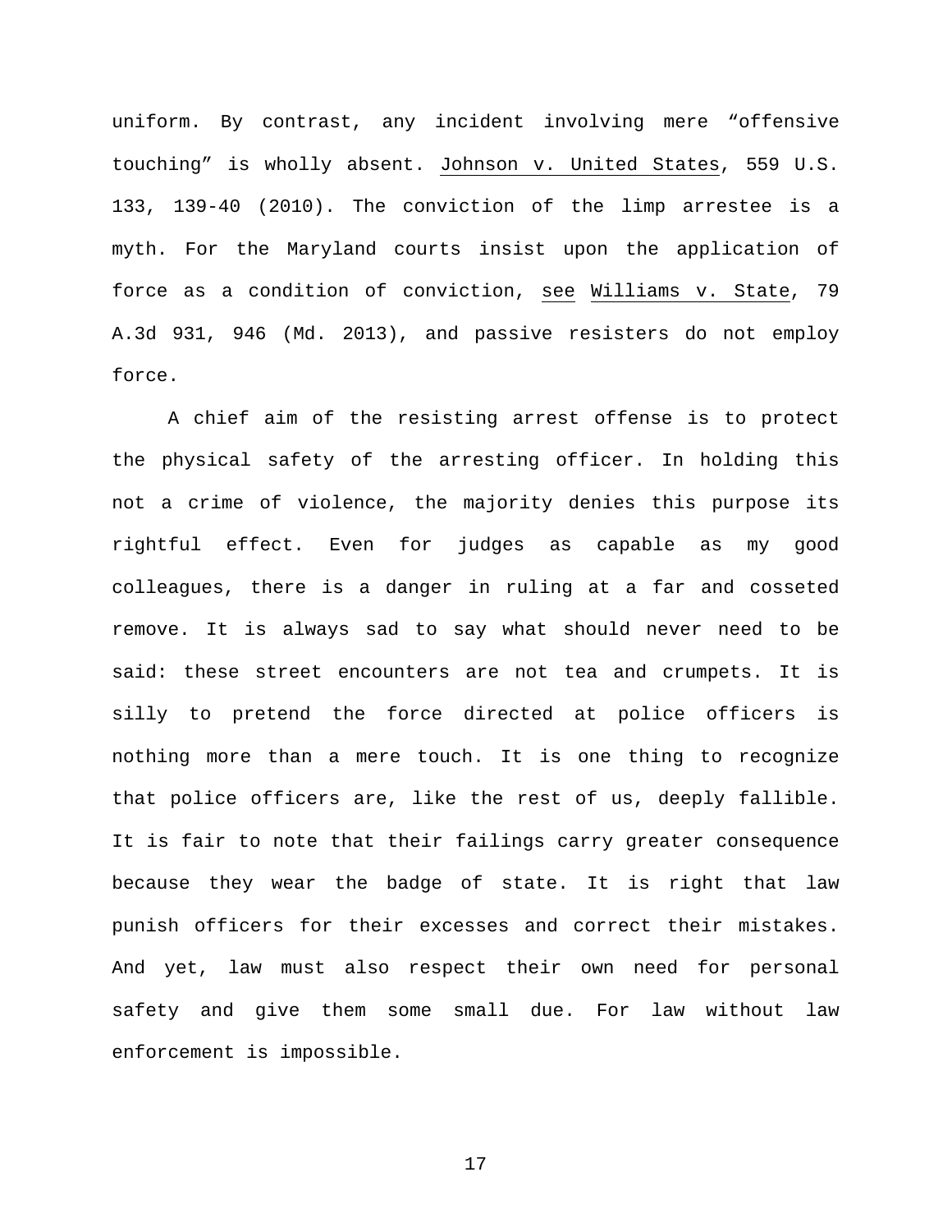uniform. By contrast, any incident involving mere "offensive touching" is wholly absent. Johnson v. United States, 559 U.S. 133, 139-40 (2010). The conviction of the limp arrestee is a myth. For the Maryland courts insist upon the application of force as a condition of conviction, see Williams v. State, 79 A.3d 931, 946 (Md. 2013), and passive resisters do not employ force.

A chief aim of the resisting arrest offense is to protect the physical safety of the arresting officer. In holding this not a crime of violence, the majority denies this purpose its rightful effect. Even for judges as capable as my good colleagues, there is a danger in ruling at a far and cosseted remove. It is always sad to say what should never need to be said: these street encounters are not tea and crumpets. It is silly to pretend the force directed at police officers is nothing more than a mere touch. It is one thing to recognize that police officers are, like the rest of us, deeply fallible. It is fair to note that their failings carry greater consequence because they wear the badge of state. It is right that law punish officers for their excesses and correct their mistakes. And yet, law must also respect their own need for personal safety and give them some small due. For law without law enforcement is impossible.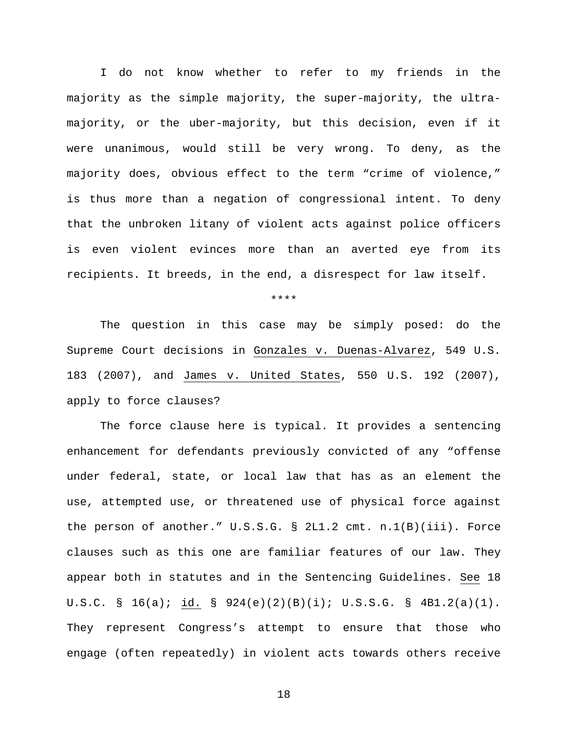I do not know whether to refer to my friends in the majority as the simple majority, the super-majority, the ultra-majority, or the uber-majority, but this decision, even if it were unanimous, would still be very wrong. To deny, as the majority does, obvious effect to the term "crime of violence," is thus more than a negation of congressional intent. To deny that the unbroken litany of violent acts against police officers is even violent evinces more than an averted eye from its recipients. It breeds, in the end, a disrespect for law itself.

****

The question in this case may be simply posed: do the Supreme Court decisions in Gonzales v. Duenas-Alvarez, 549 U.S. 183 (2007), and James v. United States, 550 U.S. 192 (2007), apply to force clauses?

The force clause here is typical. It provides a sentencing enhancement for defendants previously convicted of any "offense under federal, state, or local law that has as an element the use, attempted use, or threatened use of physical force against the person of another." U.S.S.G. § 2L1.2 cmt. n.1(B)(iii). Force clauses such as this one are familiar features of our law. They appear both in statutes and in the Sentencing Guidelines. See 18 U.S.C. § 16(a); id. § 924(e)(2)(B)(i); U.S.S.G. § 4B1.2(a)(1). They represent Congress's attempt to ensure that those who engage (often repeatedly) in violent acts towards others receive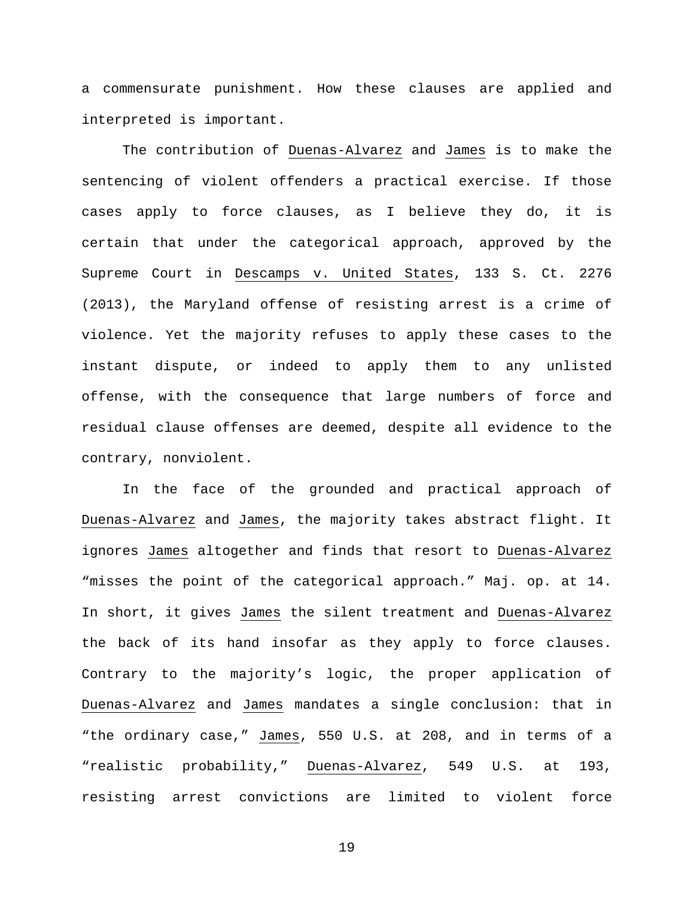a commensurate punishment. How these clauses are applied and interpreted is important.

The contribution of Duenas-Alvarez and James is to make the sentencing of violent offenders a practical exercise. If those cases apply to force clauses, as I believe they do, it is certain that under the categorical approach, approved by the Supreme Court in Descamps v. United States, 133 S. Ct. 2276 (2013), the Maryland offense of resisting arrest is a crime of violence. Yet the majority refuses to apply these cases to the instant dispute, or indeed to apply them to any unlisted offense, with the consequence that large numbers of force and residual clause offenses are deemed, despite all evidence to the contrary, nonviolent.

In the face of the grounded and practical approach of Duenas-Alvarez and James, the majority takes abstract flight. It ignores James altogether and finds that resort to Duenas-Alvarez "misses the point of the categorical approach." Maj. op. at 14. In short, it gives James the silent treatment and Duenas-Alvarez the back of its hand insofar as they apply to force clauses. Contrary to the majority's logic, the proper application of Duenas-Alvarez and James mandates a single conclusion: that in "the ordinary case," James, 550 U.S. at 208, and in terms of a "realistic probability," Duenas-Alvarez, 549 U.S. at 193, resisting arrest convictions are limited to violent force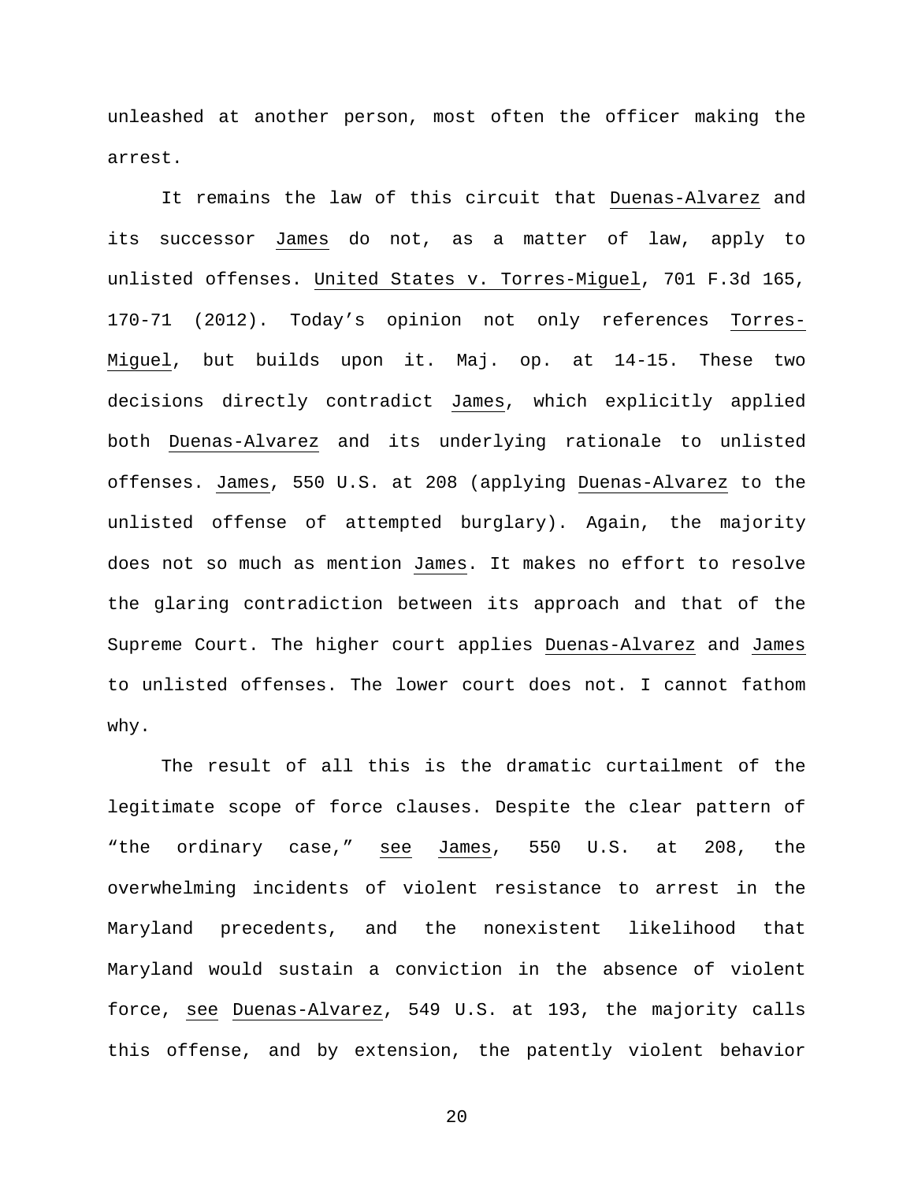unleashed at another person, most often the officer making the arrest.

It remains the law of this circuit that Duenas-Alvarez and its successor James do not, as a matter of law, apply to unlisted offenses. United States v. Torres-Miguel, 701 F.3d 165, 170-71 (2012). Today's opinion not only references Torres-Miguel, but builds upon it. Maj. op. at 14-15. These two decisions directly contradict James, which explicitly applied both Duenas-Alvarez and its underlying rationale to unlisted offenses. James, 550 U.S. at 208 (applying Duenas-Alvarez to the unlisted offense of attempted burglary). Again, the majority does not so much as mention James. It makes no effort to resolve the glaring contradiction between its approach and that of the Supreme Court. The higher court applies Duenas-Alvarez and James to unlisted offenses. The lower court does not. I cannot fathom why.

The result of all this is the dramatic curtailment of the legitimate scope of force clauses. Despite the clear pattern of "the ordinary case," see James, 550 U.S. at 208, the overwhelming incidents of violent resistance to arrest in the Maryland precedents, and the nonexistent likelihood that Maryland would sustain a conviction in the absence of violent force, see Duenas-Alvarez, 549 U.S. at 193, the majority calls this offense, and by extension, the patently violent behavior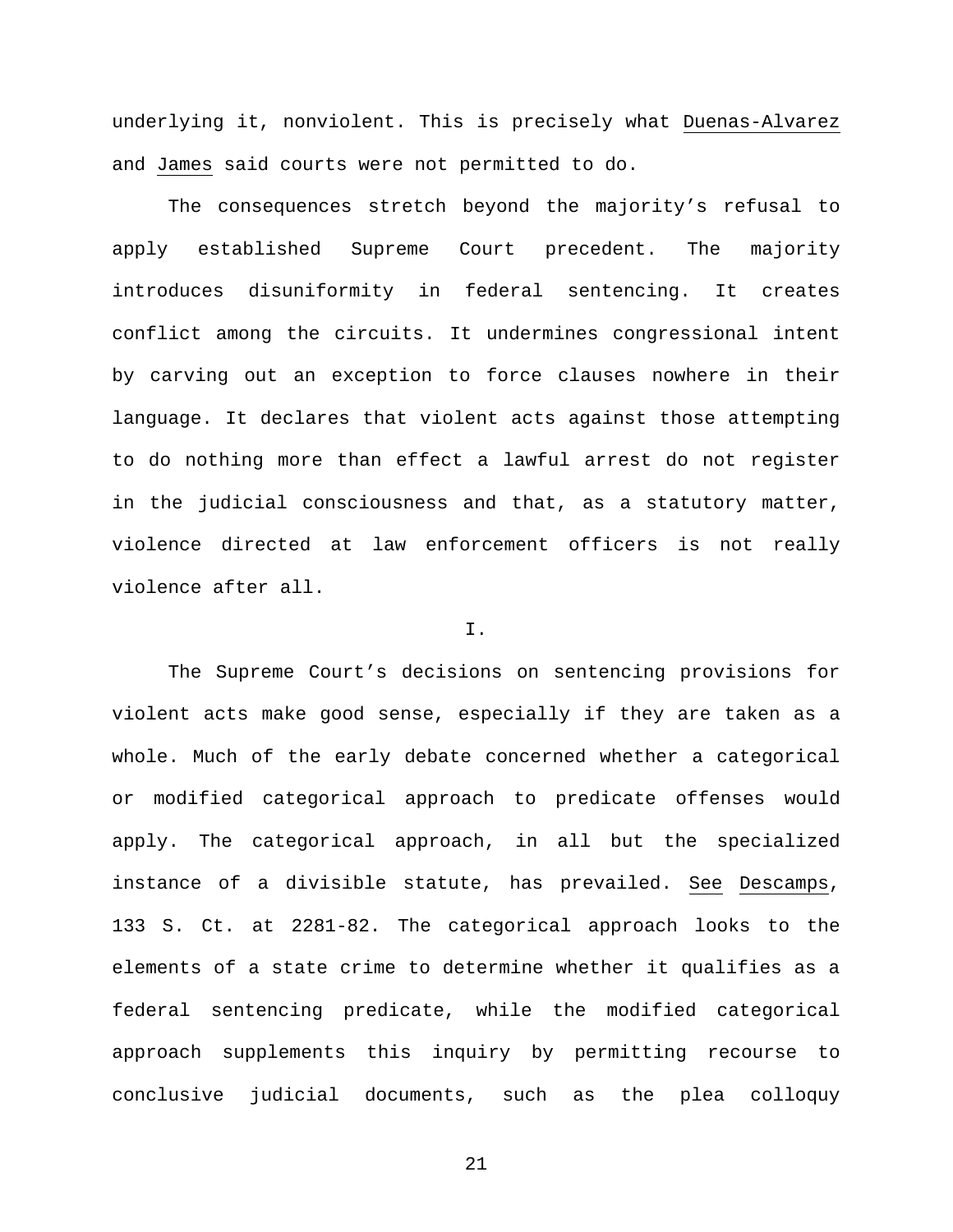underlying it, nonviolent. This is precisely what Duenas-Alvarez and James said courts were not permitted to do.

The consequences stretch beyond the majority's refusal to apply established Supreme Court precedent. The majority introduces disuniformity in federal sentencing. It creates conflict among the circuits. It undermines congressional intent by carving out an exception to force clauses nowhere in their language. It declares that violent acts against those attempting to do nothing more than effect a lawful arrest do not register in the judicial consciousness and that, as a statutory matter, violence directed at law enforcement officers is not really violence after all.

## I.

The Supreme Court's decisions on sentencing provisions for violent acts make good sense, especially if they are taken as a whole. Much of the early debate concerned whether a categorical or modified categorical approach to predicate offenses would apply. The categorical approach, in all but the specialized instance of a divisible statute, has prevailed. See Descamps, 133 S. Ct. at 2281-82. The categorical approach looks to the elements of a state crime to determine whether it qualifies as a federal sentencing predicate, while the modified categorical approach supplements this inquiry by permitting recourse to conclusive judicial documents, such as the plea colloquy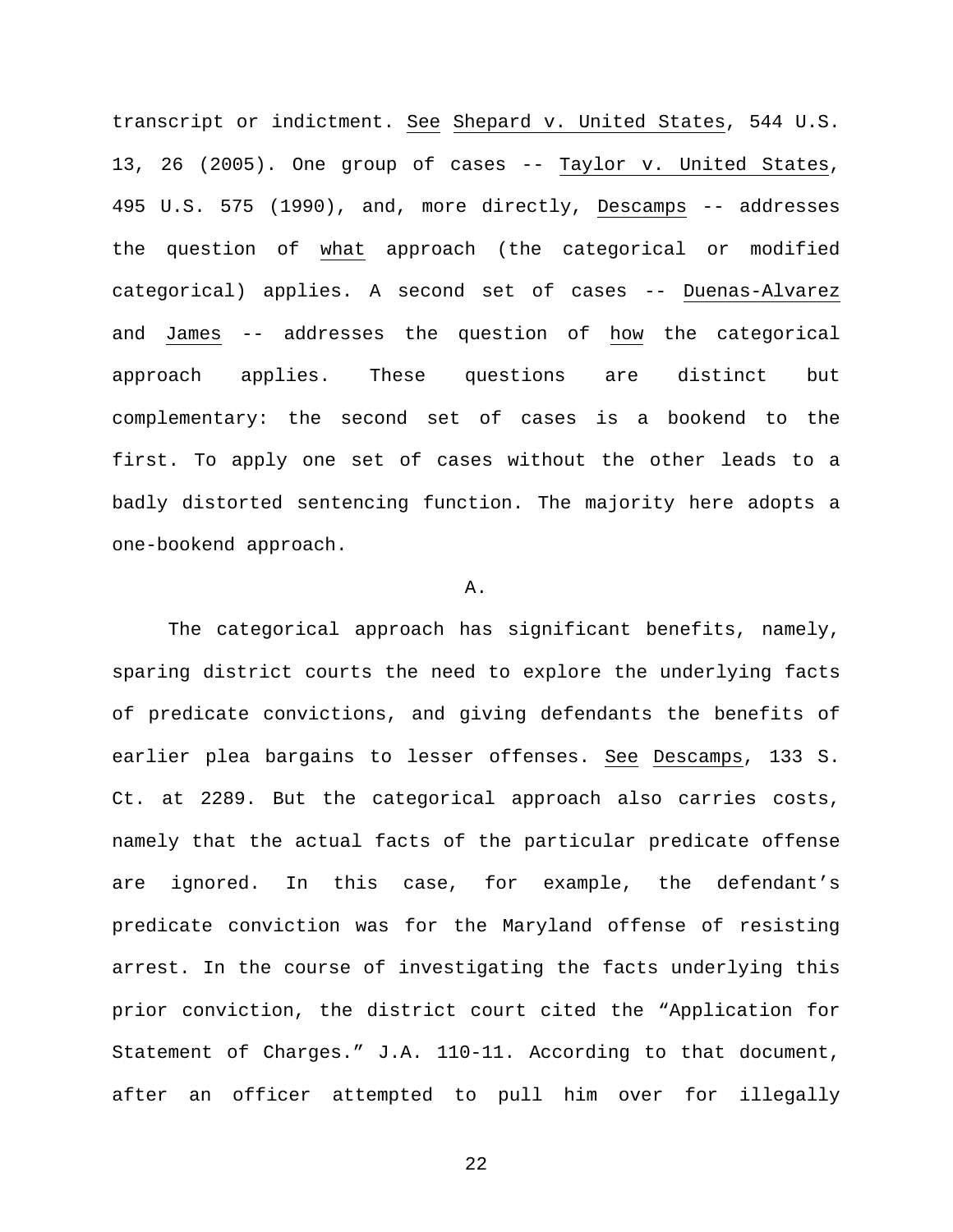transcript or indictment. See Shepard v. United States, 544 U.S. 13, 26 (2005). One group of cases -- Taylor v. United States, 495 U.S. 575 (1990), and, more directly, Descamps -- addresses the question of what approach (the categorical or modified categorical) applies. A second set of cases -- Duenas-Alvarez and James -- addresses the question of how the categorical approach applies. These questions are distinct but complementary: the second set of cases is a bookend to the first. To apply one set of cases without the other leads to a badly distorted sentencing function. The majority here adopts a one-bookend approach.

A.

The categorical approach has significant benefits, namely, sparing district courts the need to explore the underlying facts of predicate convictions, and giving defendants the benefits of earlier plea bargains to lesser offenses. See Descamps, 133 S. Ct. at 2289. But the categorical approach also carries costs, namely that the actual facts of the particular predicate offense are ignored. In this case, for example, the defendant's predicate conviction was for the Maryland offense of resisting arrest. In the course of investigating the facts underlying this prior conviction, the district court cited the "Application for Statement of Charges." J.A. 110-11. According to that document, after an officer attempted to pull him over for illegally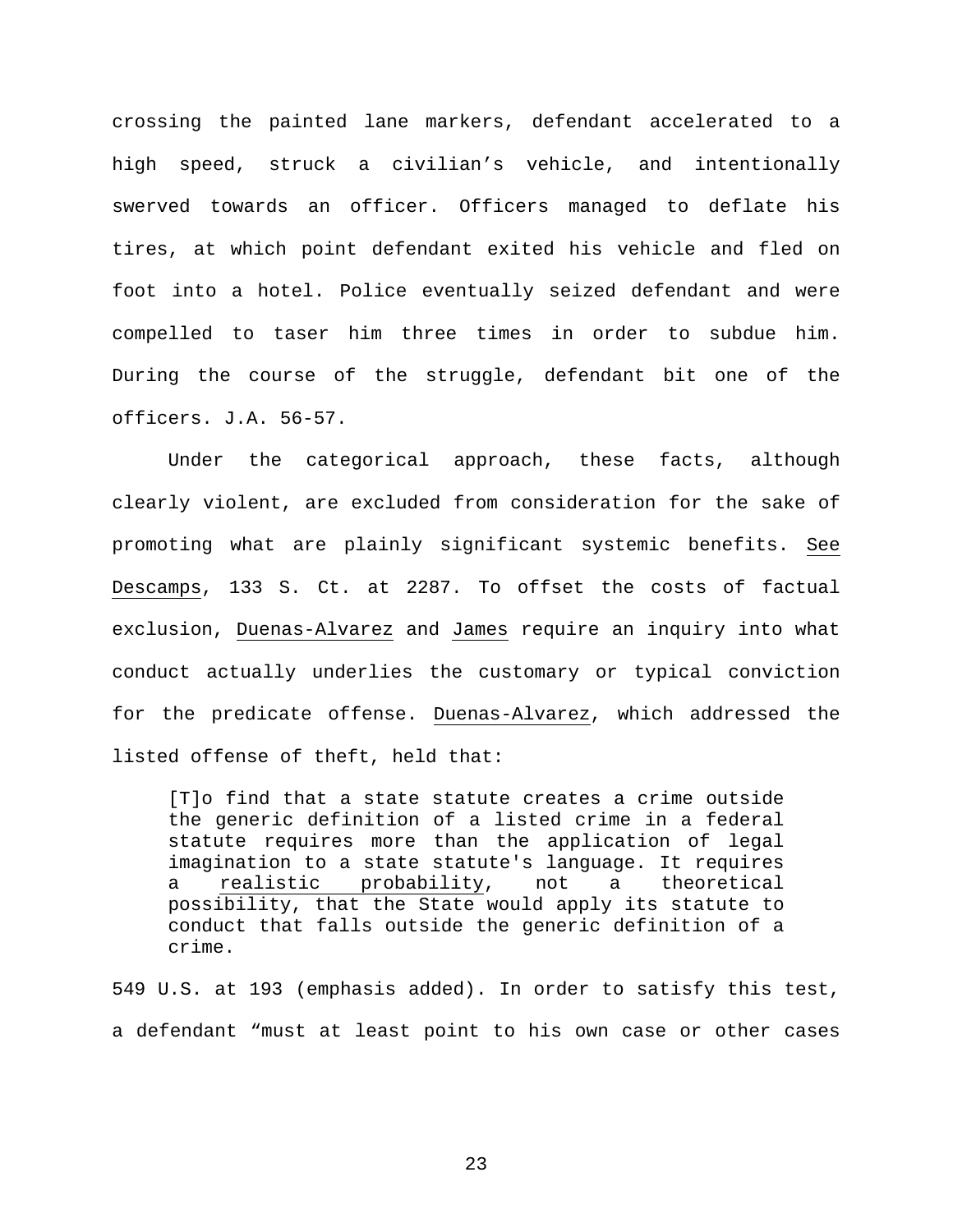crossing the painted lane markers, defendant accelerated to a high speed, struck a civilian's vehicle, and intentionally swerved towards an officer. Officers managed to deflate his tires, at which point defendant exited his vehicle and fled on foot into a hotel. Police eventually seized defendant and were compelled to taser him three times in order to subdue him. During the course of the struggle, defendant bit one of the officers. J.A. 56-57.

Under the categorical approach, these facts, although clearly violent, are excluded from consideration for the sake of promoting what are plainly significant systemic benefits. See Descamps, 133 S. Ct. at 2287. To offset the costs of factual exclusion, Duenas-Alvarez and James require an inquiry into what conduct actually underlies the customary or typical conviction for the predicate offense. Duenas-Alvarez, which addressed the listed offense of theft, held that:

> [T]o find that a state statute creates a crime outside the generic definition of a listed crime in a federal statute requires more than the application of legal imagination to a state statute's language. It requires a realistic probability, not a theoretical possibility, that the State would apply its statute to conduct that falls outside the generic definition of a crime.

549 U.S. at 193 (emphasis added). In order to satisfy this test, a defendant "must at least point to his own case or other cases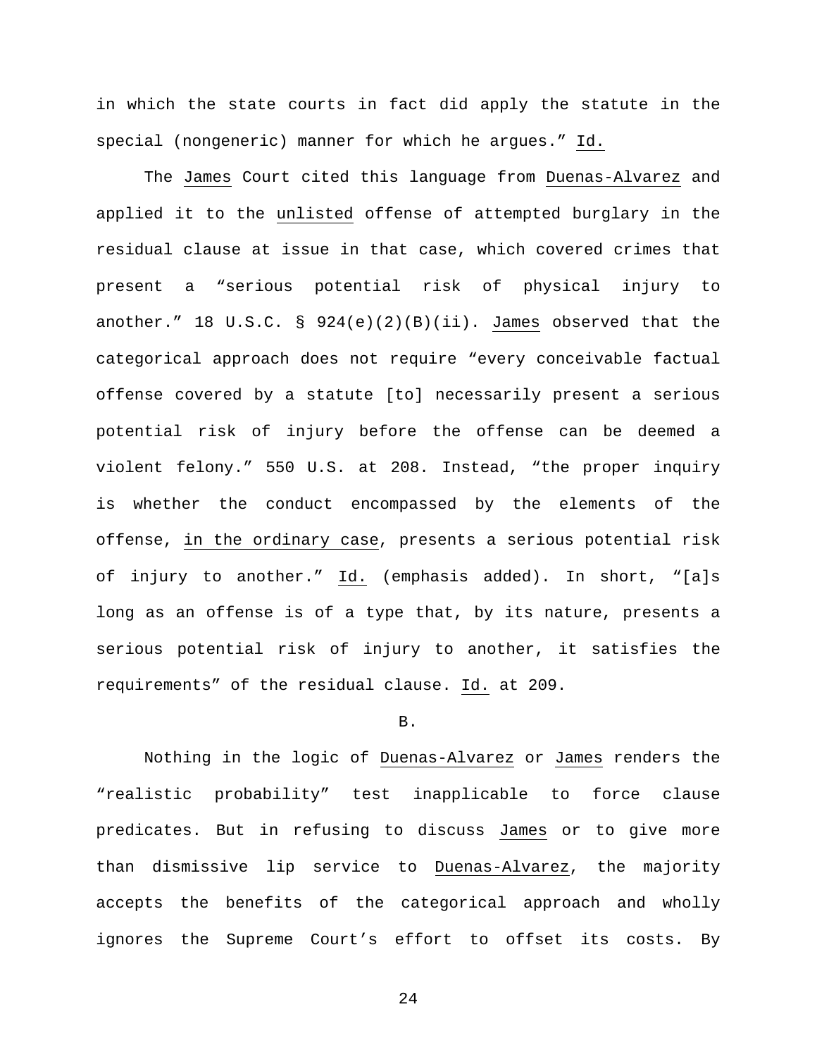in which the state courts in fact did apply the statute in the special (nongeneric) manner for which he argues." Id.

The James Court cited this language from Duenas-Alvarez and applied it to the unlisted offense of attempted burglary in the residual clause at issue in that case, which covered crimes that present a "serious potential risk of physical injury to another." 18 U.S.C. § 924(e)(2)(B)(ii). James observed that the categorical approach does not require "every conceivable factual offense covered by a statute [to] necessarily present a serious potential risk of injury before the offense can be deemed a violent felony." 550 U.S. at 208. Instead, "the proper inquiry is whether the conduct encompassed by the elements of the offense, in the ordinary case, presents a serious potential risk of injury to another." Id. (emphasis added). In short, "[a]s long as an offense is of a type that, by its nature, presents a serious potential risk of injury to another, it satisfies the requirements" of the residual clause. Id. at 209.

B.

Nothing in the logic of Duenas-Alvarez or James renders the "realistic probability" test inapplicable to force clause predicates. But in refusing to discuss James or to give more than dismissive lip service to Duenas-Alvarez, the majority accepts the benefits of the categorical approach and wholly ignores the Supreme Court's effort to offset its costs. By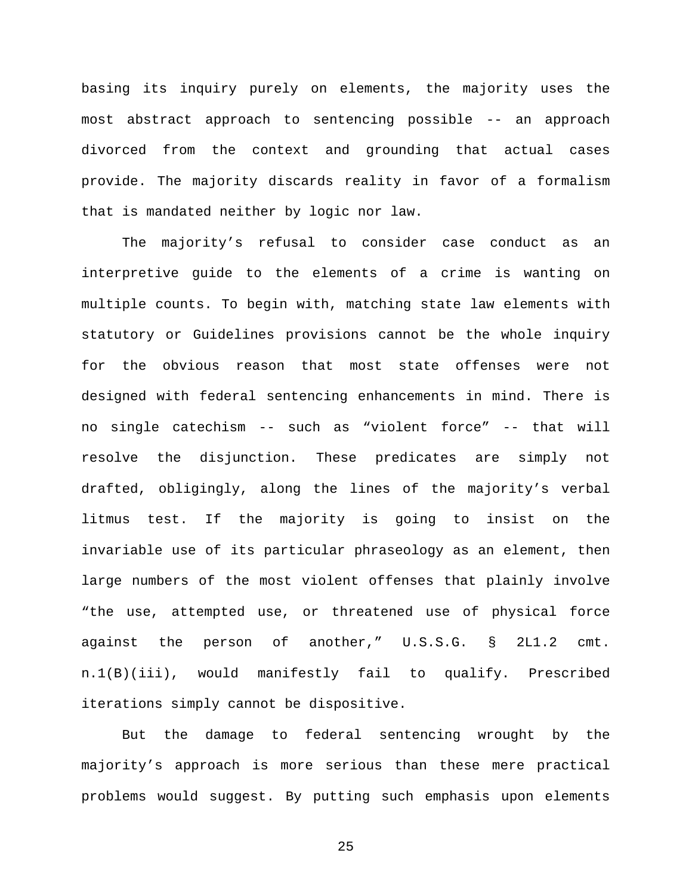basing its inquiry purely on elements, the majority uses the most abstract approach to sentencing possible -- an approach divorced from the context and grounding that actual cases provide. The majority discards reality in favor of a formalism that is mandated neither by logic nor law.

The majority's refusal to consider case conduct as an interpretive guide to the elements of a crime is wanting on multiple counts. To begin with, matching state law elements with statutory or Guidelines provisions cannot be the whole inquiry for the obvious reason that most state offenses were not designed with federal sentencing enhancements in mind. There is no single catechism -- such as "violent force" -- that will resolve the disjunction. These predicates are simply not drafted, obligingly, along the lines of the majority's verbal litmus test. If the majority is going to insist on the invariable use of its particular phraseology as an element, then large numbers of the most violent offenses that plainly involve "the use, attempted use, or threatened use of physical force against the person of another," U.S.S.G. § 2L1.2 cmt. n.1(B)(iii), would manifestly fail to qualify. Prescribed iterations simply cannot be dispositive.

But the damage to federal sentencing wrought by the majority's approach is more serious than these mere practical problems would suggest. By putting such emphasis upon elements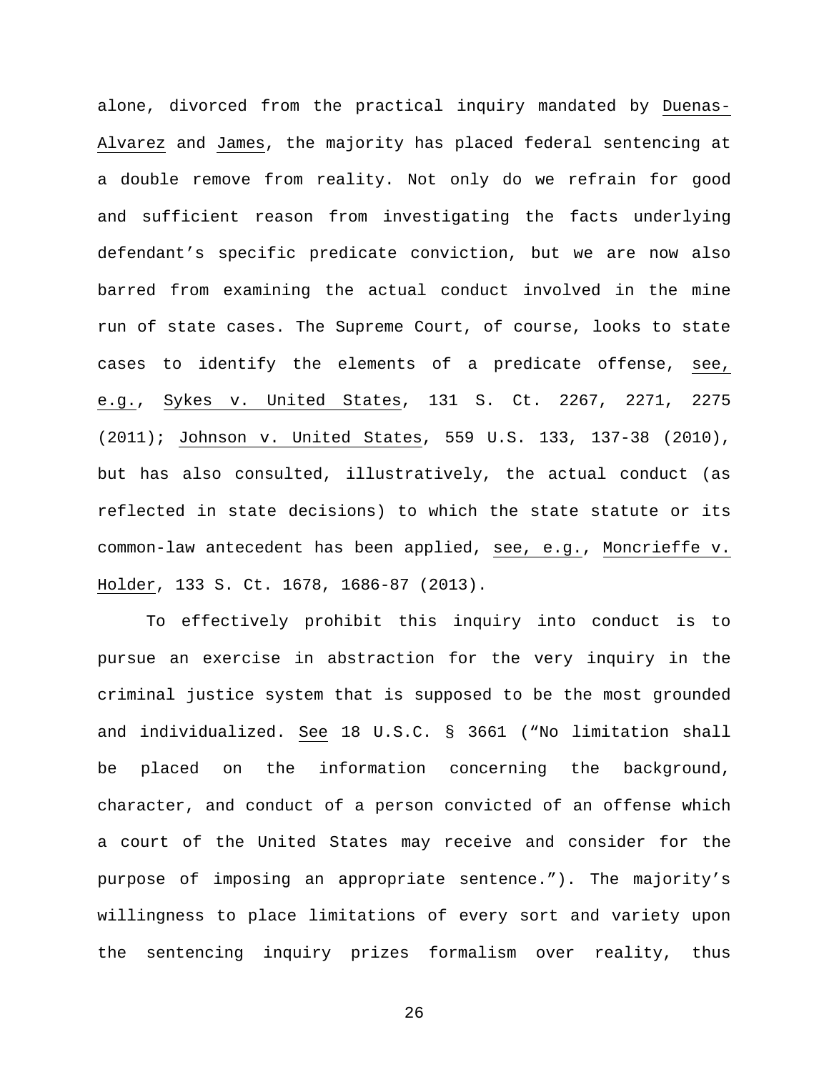alone, divorced from the practical inquiry mandated by Duenas-Alvarez and James, the majority has placed federal sentencing at a double remove from reality. Not only do we refrain for good and sufficient reason from investigating the facts underlying defendant's specific predicate conviction, but we are now also barred from examining the actual conduct involved in the mine run of state cases. The Supreme Court, of course, looks to state cases to identify the elements of a predicate offense, see, e.g., Sykes v. United States, 131 S. Ct. 2267, 2271, 2275 (2011); Johnson v. United States, 559 U.S. 133, 137-38 (2010), but has also consulted, illustratively, the actual conduct (as reflected in state decisions) to which the state statute or its common-law antecedent has been applied, see, e.g., Moncrieffe v. Holder, 133 S. Ct. 1678, 1686-87 (2013).

To effectively prohibit this inquiry into conduct is to pursue an exercise in abstraction for the very inquiry in the criminal justice system that is supposed to be the most grounded and individualized. See 18 U.S.C. § 3661 ("No limitation shall be placed on the information concerning the background, character, and conduct of a person convicted of an offense which a court of the United States may receive and consider for the purpose of imposing an appropriate sentence."). The majority's willingness to place limitations of every sort and variety upon the sentencing inquiry prizes formalism over reality, thus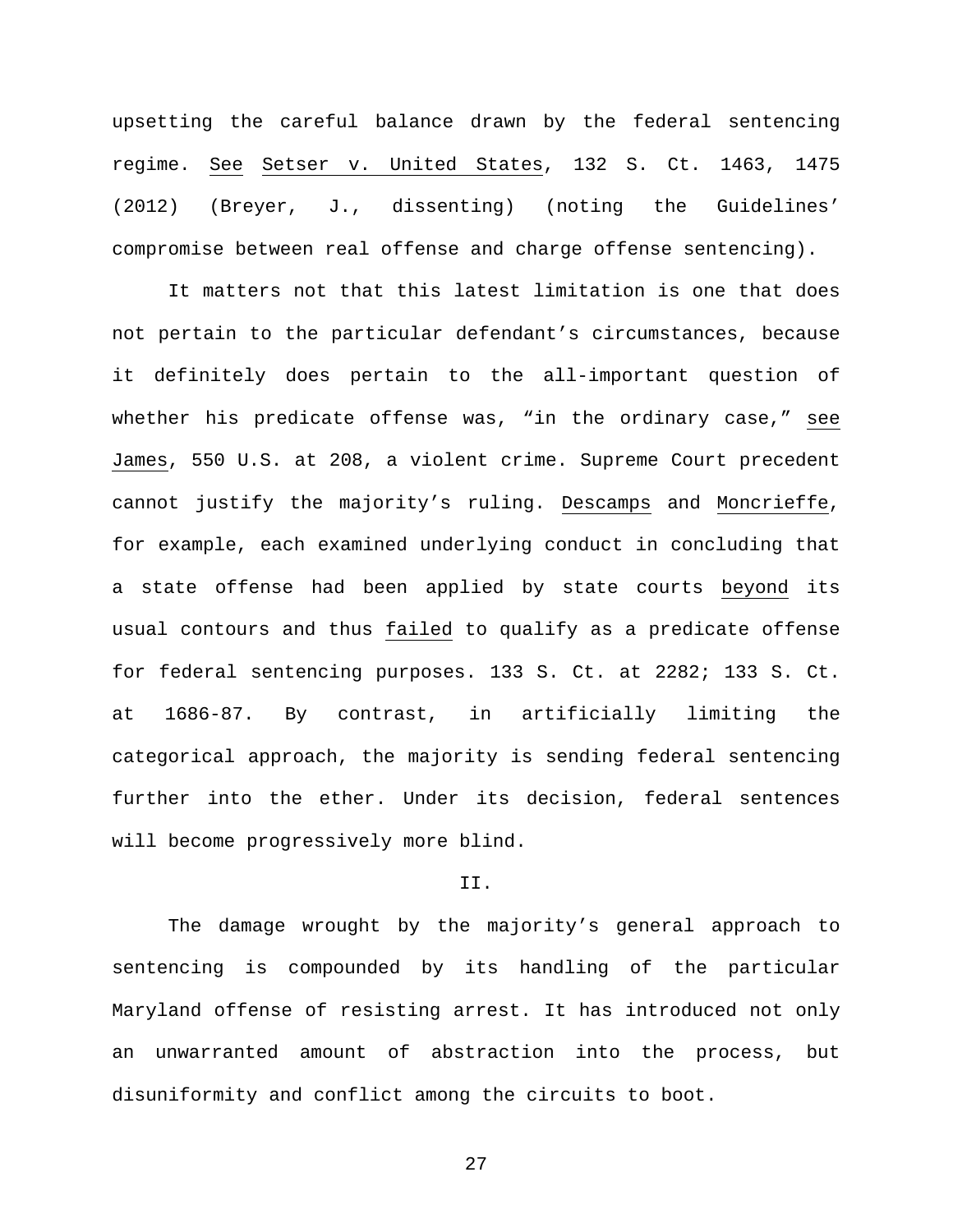upsetting the careful balance drawn by the federal sentencing regime. See Setser v. United States, 132 S. Ct. 1463, 1475 (2012) (Breyer, J., dissenting) (noting the Guidelines' compromise between real offense and charge offense sentencing).

It matters not that this latest limitation is one that does not pertain to the particular defendant's circumstances, because it definitely does pertain to the all-important question of whether his predicate offense was, "in the ordinary case," see James, 550 U.S. at 208, a violent crime. Supreme Court precedent cannot justify the majority's ruling. Descamps and Moncrieffe, for example, each examined underlying conduct in concluding that a state offense had been applied by state courts beyond its usual contours and thus failed to qualify as a predicate offense for federal sentencing purposes. 133 S. Ct. at 2282; 133 S. Ct. at 1686-87. By contrast, in artificially limiting the categorical approach, the majority is sending federal sentencing further into the ether. Under its decision, federal sentences will become progressively more blind.

## II.

The damage wrought by the majority's general approach to sentencing is compounded by its handling of the particular Maryland offense of resisting arrest. It has introduced not only an unwarranted amount of abstraction into the process, but disuniformity and conflict among the circuits to boot.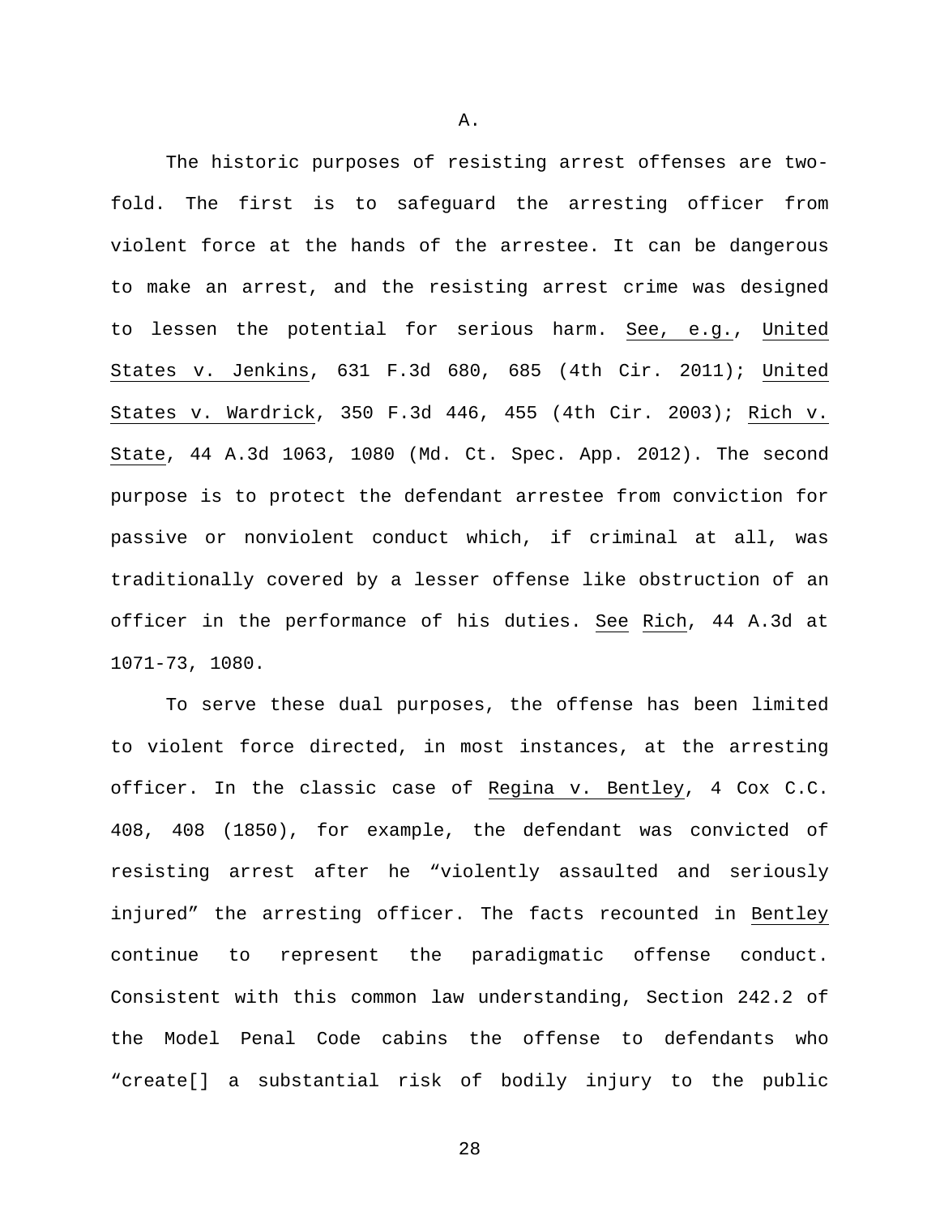A.

The historic purposes of resisting arrest offenses are two-fold. The first is to safeguard the arresting officer from violent force at the hands of the arrestee. It can be dangerous to make an arrest, and the resisting arrest crime was designed to lessen the potential for serious harm. See, e.g., United States v. Jenkins, 631 F.3d 680, 685 (4th Cir. 2011); United States v. Wardrick, 350 F.3d 446, 455 (4th Cir. 2003); Rich v. State, 44 A.3d 1063, 1080 (Md. Ct. Spec. App. 2012). The second purpose is to protect the defendant arrestee from conviction for passive or nonviolent conduct which, if criminal at all, was traditionally covered by a lesser offense like obstruction of an officer in the performance of his duties. See Rich, 44 A.3d at 1071-73, 1080.

To serve these dual purposes, the offense has been limited to violent force directed, in most instances, at the arresting officer. In the classic case of Regina v. Bentley, 4 Cox C.C. 408, 408 (1850), for example, the defendant was convicted of resisting arrest after he "violently assaulted and seriously injured" the arresting officer. The facts recounted in Bentley continue to represent the paradigmatic offense conduct. Consistent with this common law understanding, Section 242.2 of the Model Penal Code cabins the offense to defendants who "create[] a substantial risk of bodily injury to the public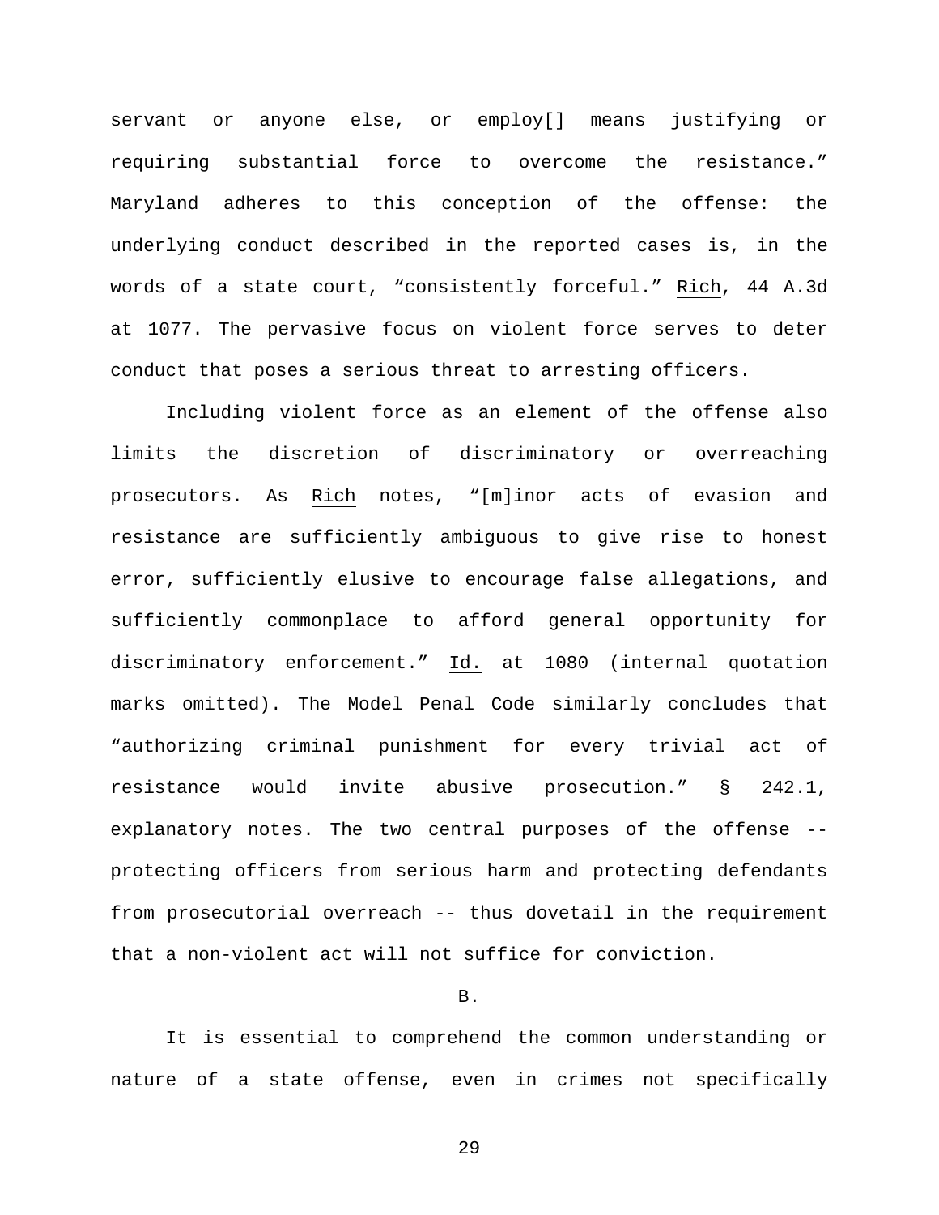servant or anyone else, or employ[] means justifying or requiring substantial force to overcome the resistance." Maryland adheres to this conception of the offense: the underlying conduct described in the reported cases is, in the words of a state court, "consistently forceful." Rich, 44 A.3d at 1077. The pervasive focus on violent force serves to deter conduct that poses a serious threat to arresting officers.

Including violent force as an element of the offense also limits the discretion of discriminatory or overreaching prosecutors. As Rich notes, "[m]inor acts of evasion and resistance are sufficiently ambiguous to give rise to honest error, sufficiently elusive to encourage false allegations, and sufficiently commonplace to afford general opportunity for discriminatory enforcement." Id. at 1080 (internal quotation marks omitted). The Model Penal Code similarly concludes that "authorizing criminal punishment for every trivial act of resistance would invite abusive prosecution." § 242.1, explanatory notes. The two central purposes of the offense -- protecting officers from serious harm and protecting defendants from prosecutorial overreach -- thus dovetail in the requirement that a non-violent act will not suffice for conviction.

B.

It is essential to comprehend the common understanding or nature of a state offense, even in crimes not specifically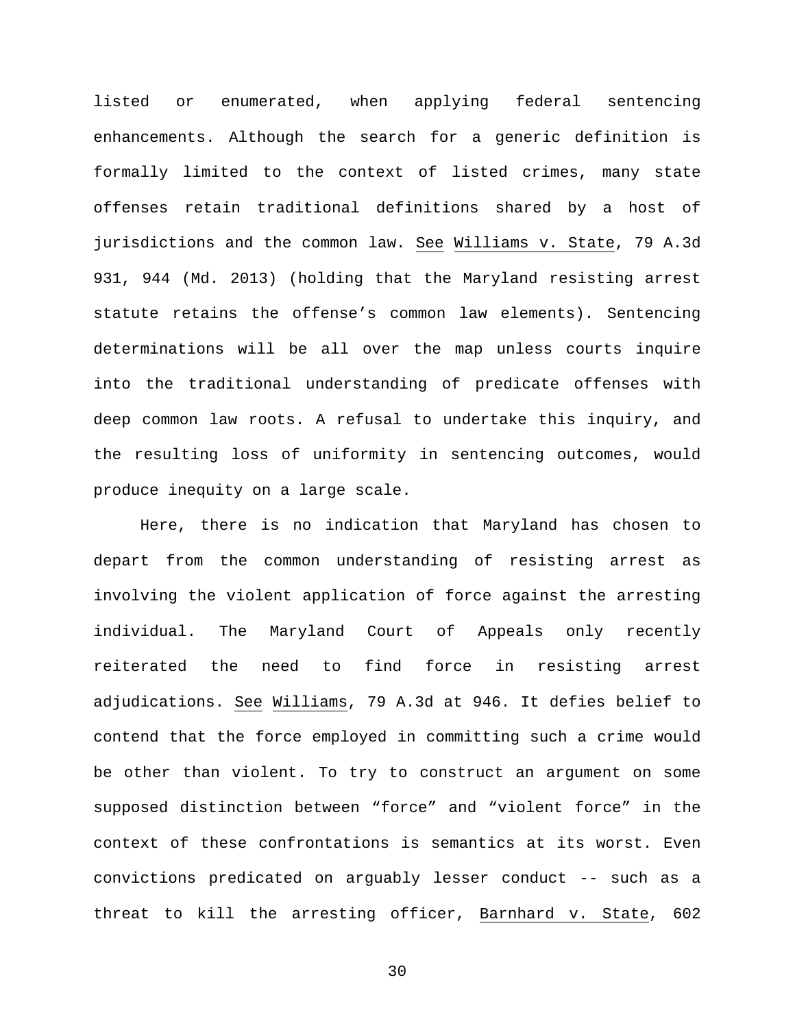listed or enumerated, when applying federal sentencing enhancements. Although the search for a generic definition is formally limited to the context of listed crimes, many state offenses retain traditional definitions shared by a host of jurisdictions and the common law. See Williams v. State, 79 A.3d 931, 944 (Md. 2013) (holding that the Maryland resisting arrest statute retains the offense's common law elements). Sentencing determinations will be all over the map unless courts inquire into the traditional understanding of predicate offenses with deep common law roots. A refusal to undertake this inquiry, and the resulting loss of uniformity in sentencing outcomes, would produce inequity on a large scale.

Here, there is no indication that Maryland has chosen to depart from the common understanding of resisting arrest as involving the violent application of force against the arresting individual. The Maryland Court of Appeals only recently reiterated the need to find force in resisting arrest adjudications. See Williams, 79 A.3d at 946. It defies belief to contend that the force employed in committing such a crime would be other than violent. To try to construct an argument on some supposed distinction between "force" and "violent force" in the context of these confrontations is semantics at its worst. Even convictions predicated on arguably lesser conduct -- such as a threat to kill the arresting officer, Barnhard v. State, 602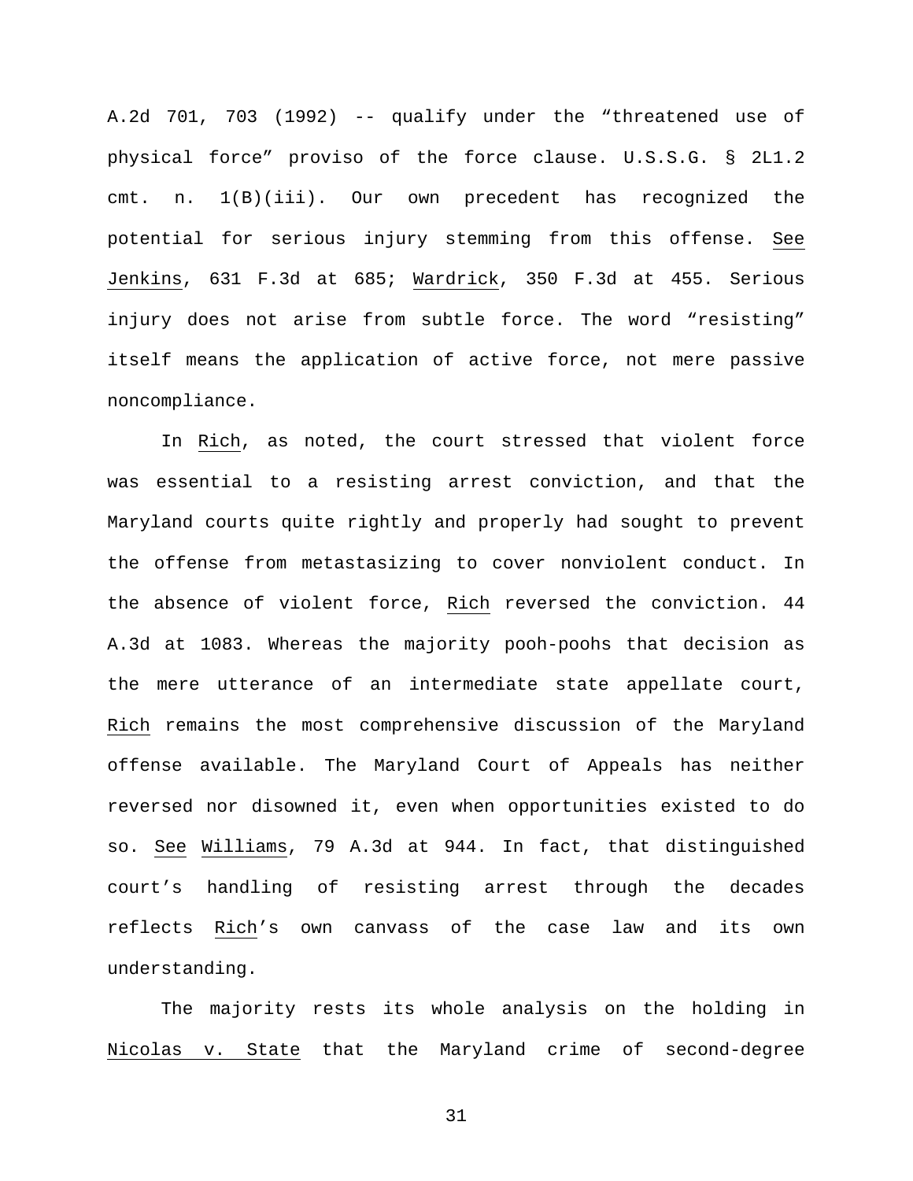A.2d 701, 703 (1992) -- qualify under the "threatened use of physical force" proviso of the force clause. U.S.S.G. § 2L1.2 cmt. n. 1(B)(iii). Our own precedent has recognized the potential for serious injury stemming from this offense. See Jenkins, 631 F.3d at 685; Wardrick, 350 F.3d at 455. Serious injury does not arise from subtle force. The word "resisting" itself means the application of active force, not mere passive noncompliance.

In Rich, as noted, the court stressed that violent force was essential to a resisting arrest conviction, and that the Maryland courts quite rightly and properly had sought to prevent the offense from metastasizing to cover nonviolent conduct. In the absence of violent force, Rich reversed the conviction. 44 A.3d at 1083. Whereas the majority pooh-poohs that decision as the mere utterance of an intermediate state appellate court, Rich remains the most comprehensive discussion of the Maryland offense available. The Maryland Court of Appeals has neither reversed nor disowned it, even when opportunities existed to do so. See Williams, 79 A.3d at 944. In fact, that distinguished court's handling of resisting arrest through the decades reflects Rich's own canvass of the case law and its own understanding.

The majority rests its whole analysis on the holding in Nicolas v. State that the Maryland crime of second-degree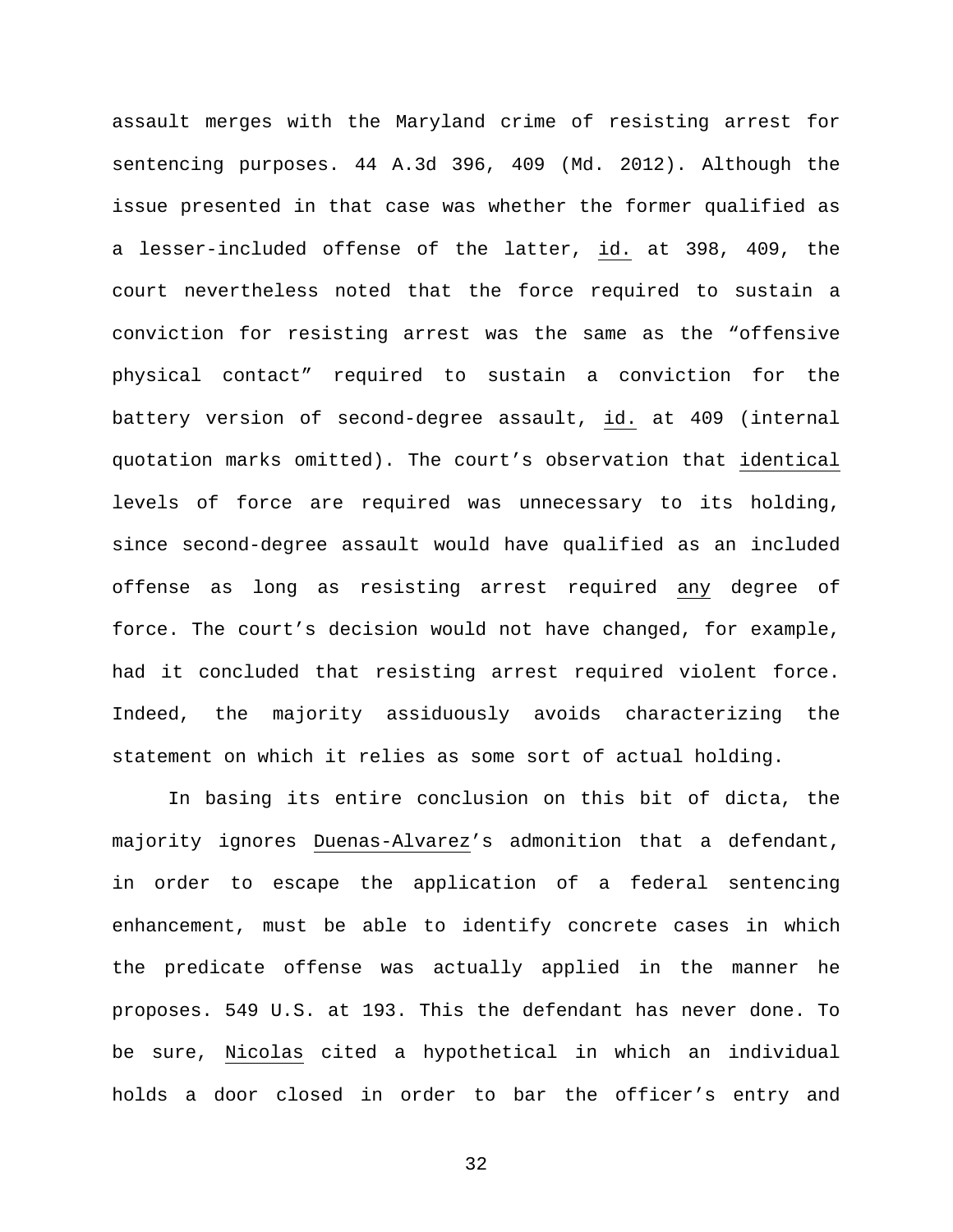assault merges with the Maryland crime of resisting arrest for sentencing purposes. 44 A.3d 396, 409 (Md. 2012). Although the issue presented in that case was whether the former qualified as a lesser-included offense of the latter, id. at 398, 409, the court nevertheless noted that the force required to sustain a conviction for resisting arrest was the same as the "offensive physical contact" required to sustain a conviction for the battery version of second-degree assault, id. at 409 (internal quotation marks omitted). The court's observation that identical levels of force are required was unnecessary to its holding, since second-degree assault would have qualified as an included offense as long as resisting arrest required any degree of force. The court's decision would not have changed, for example, had it concluded that resisting arrest required violent force. Indeed, the majority assiduously avoids characterizing the statement on which it relies as some sort of actual holding.

In basing its entire conclusion on this bit of dicta, the majority ignores Duenas-Alvarez's admonition that a defendant, in order to escape the application of a federal sentencing enhancement, must be able to identify concrete cases in which the predicate offense was actually applied in the manner he proposes. 549 U.S. at 193. This the defendant has never done. To be sure, Nicolas cited a hypothetical in which an individual holds a door closed in order to bar the officer's entry and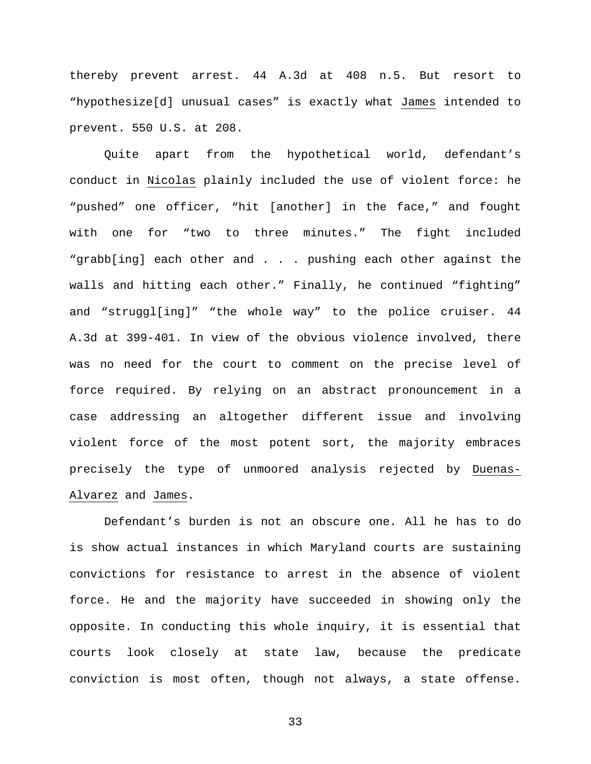thereby prevent arrest. 44 A.3d at 408 n.5. But resort to "hypothesize[d] unusual cases" is exactly what James intended to prevent. 550 U.S. at 208.

Quite apart from the hypothetical world, defendant's conduct in Nicolas plainly included the use of violent force: he "pushed" one officer, "hit [another] in the face," and fought with one for "two to three minutes." The fight included "grabb[ing] each other and . . . pushing each other against the walls and hitting each other." Finally, he continued "fighting" and "struggl[ing]" "the whole way" to the police cruiser. 44 A.3d at 399-401. In view of the obvious violence involved, there was no need for the court to comment on the precise level of force required. By relying on an abstract pronouncement in a case addressing an altogether different issue and involving violent force of the most potent sort, the majority embraces precisely the type of unmoored analysis rejected by Duenas-Alvarez and James.

Defendant's burden is not an obscure one. All he has to do is show actual instances in which Maryland courts are sustaining convictions for resistance to arrest in the absence of violent force. He and the majority have succeeded in showing only the opposite. In conducting this whole inquiry, it is essential that courts look closely at state law, because the predicate conviction is most often, though not always, a state offense.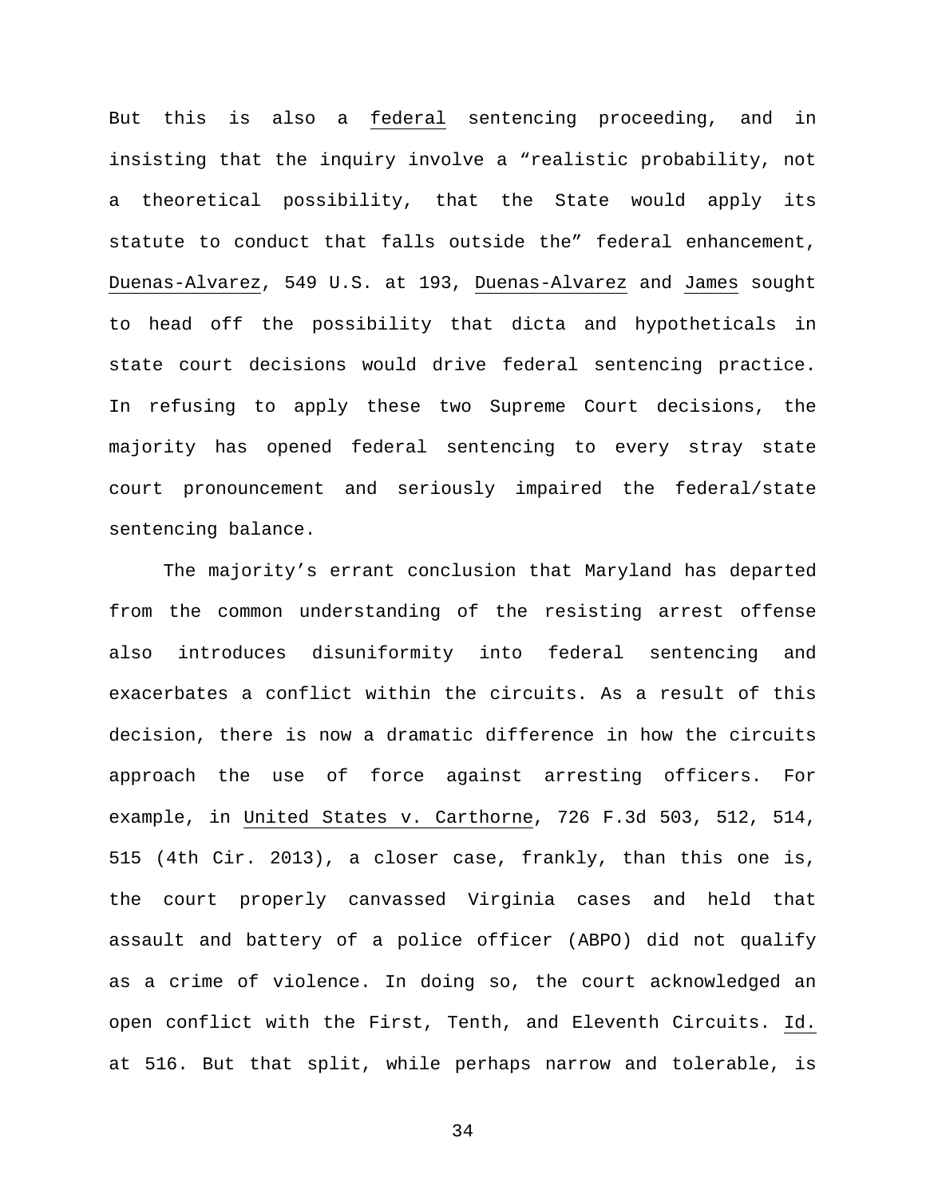But this is also a federal sentencing proceeding, and in insisting that the inquiry involve a "realistic probability, not a theoretical possibility, that the State would apply its statute to conduct that falls outside the" federal enhancement, Duenas-Alvarez, 549 U.S. at 193, Duenas-Alvarez and James sought to head off the possibility that dicta and hypotheticals in state court decisions would drive federal sentencing practice. In refusing to apply these two Supreme Court decisions, the majority has opened federal sentencing to every stray state court pronouncement and seriously impaired the federal/state sentencing balance.

The majority's errant conclusion that Maryland has departed from the common understanding of the resisting arrest offense also introduces disuniformity into federal sentencing and exacerbates a conflict within the circuits. As a result of this decision, there is now a dramatic difference in how the circuits approach the use of force against arresting officers. For example, in United States v. Carthorne, 726 F.3d 503, 512, 514, 515 (4th Cir. 2013), a closer case, frankly, than this one is, the court properly canvassed Virginia cases and held that assault and battery of a police officer (ABPO) did not qualify as a crime of violence. In doing so, the court acknowledged an open conflict with the First, Tenth, and Eleventh Circuits. Id. at 516. But that split, while perhaps narrow and tolerable, is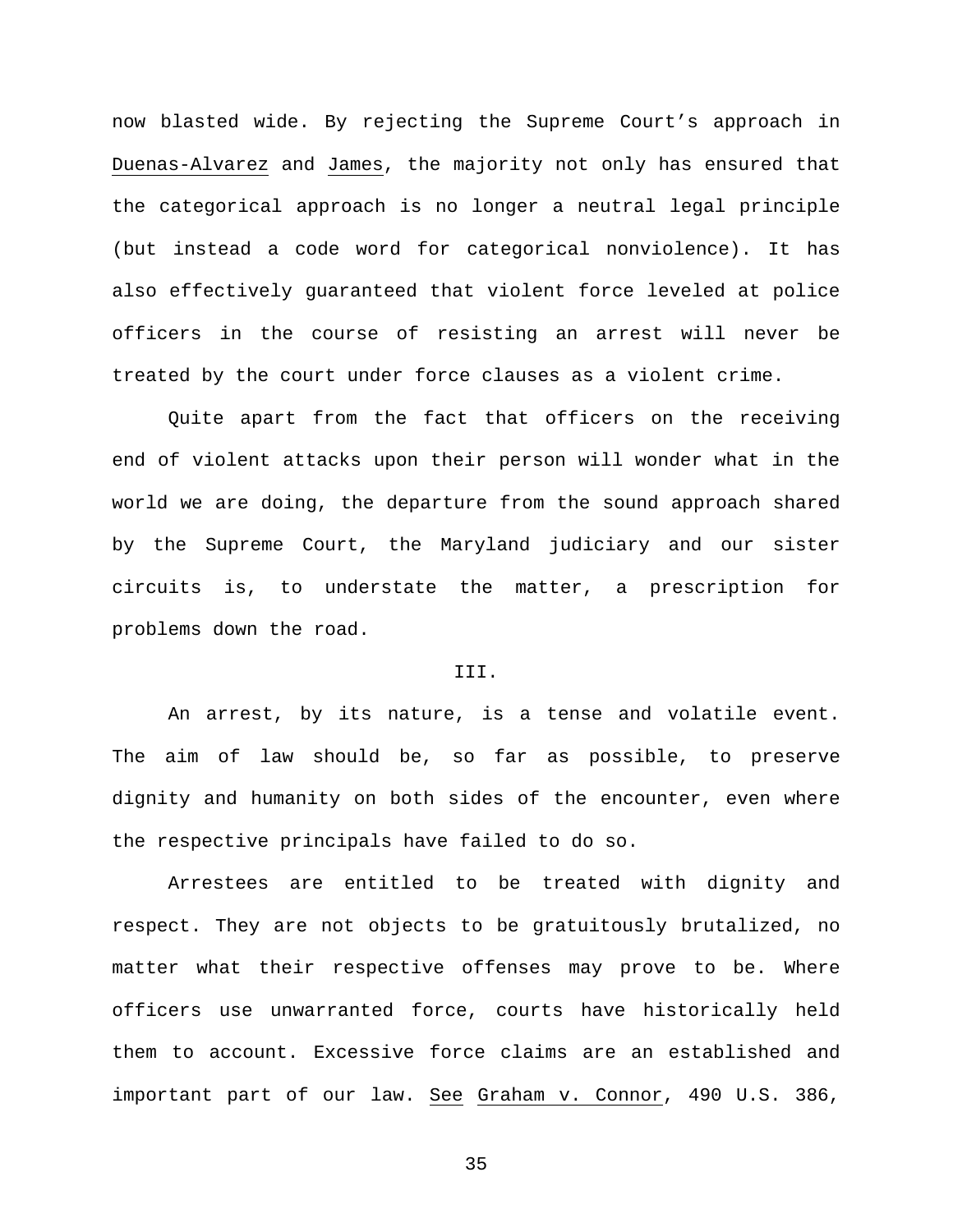now blasted wide. By rejecting the Supreme Court's approach in Duenas-Alvarez and James, the majority not only has ensured that the categorical approach is no longer a neutral legal principle (but instead a code word for categorical nonviolence). It has also effectively guaranteed that violent force leveled at police officers in the course of resisting an arrest will never be treated by the court under force clauses as a violent crime.

Quite apart from the fact that officers on the receiving end of violent attacks upon their person will wonder what in the world we are doing, the departure from the sound approach shared by the Supreme Court, the Maryland judiciary and our sister circuits is, to understate the matter, a prescription for problems down the road.

III.

An arrest, by its nature, is a tense and volatile event. The aim of law should be, so far as possible, to preserve dignity and humanity on both sides of the encounter, even where the respective principals have failed to do so.

Arrestees are entitled to be treated with dignity and respect. They are not objects to be gratuitously brutalized, no matter what their respective offenses may prove to be. Where officers use unwarranted force, courts have historically held them to account. Excessive force claims are an established and important part of our law. See Graham v. Connor, 490 U.S. 386,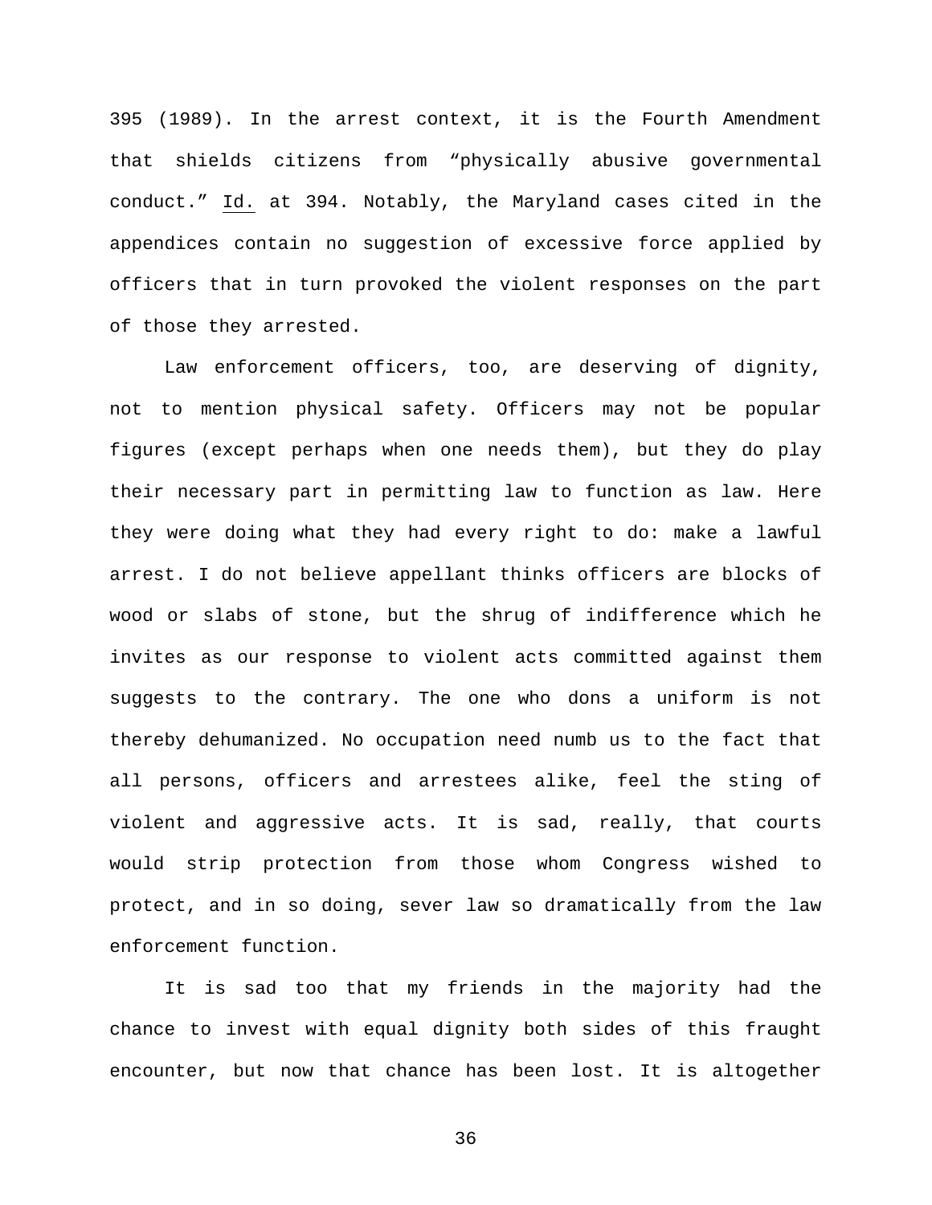395 (1989). In the arrest context, it is the Fourth Amendment that shields citizens from "physically abusive governmental conduct." Id. at 394. Notably, the Maryland cases cited in the appendices contain no suggestion of excessive force applied by officers that in turn provoked the violent responses on the part of those they arrested.

Law enforcement officers, too, are deserving of dignity, not to mention physical safety. Officers may not be popular figures (except perhaps when one needs them), but they do play their necessary part in permitting law to function as law. Here they were doing what they had every right to do: make a lawful arrest. I do not believe appellant thinks officers are blocks of wood or slabs of stone, but the shrug of indifference which he invites as our response to violent acts committed against them suggests to the contrary. The one who dons a uniform is not thereby dehumanized. No occupation need numb us to the fact that all persons, officers and arrestees alike, feel the sting of violent and aggressive acts. It is sad, really, that courts would strip protection from those whom Congress wished to protect, and in so doing, sever law so dramatically from the law enforcement function.

It is sad too that my friends in the majority had the chance to invest with equal dignity both sides of this fraught encounter, but now that chance has been lost. It is altogether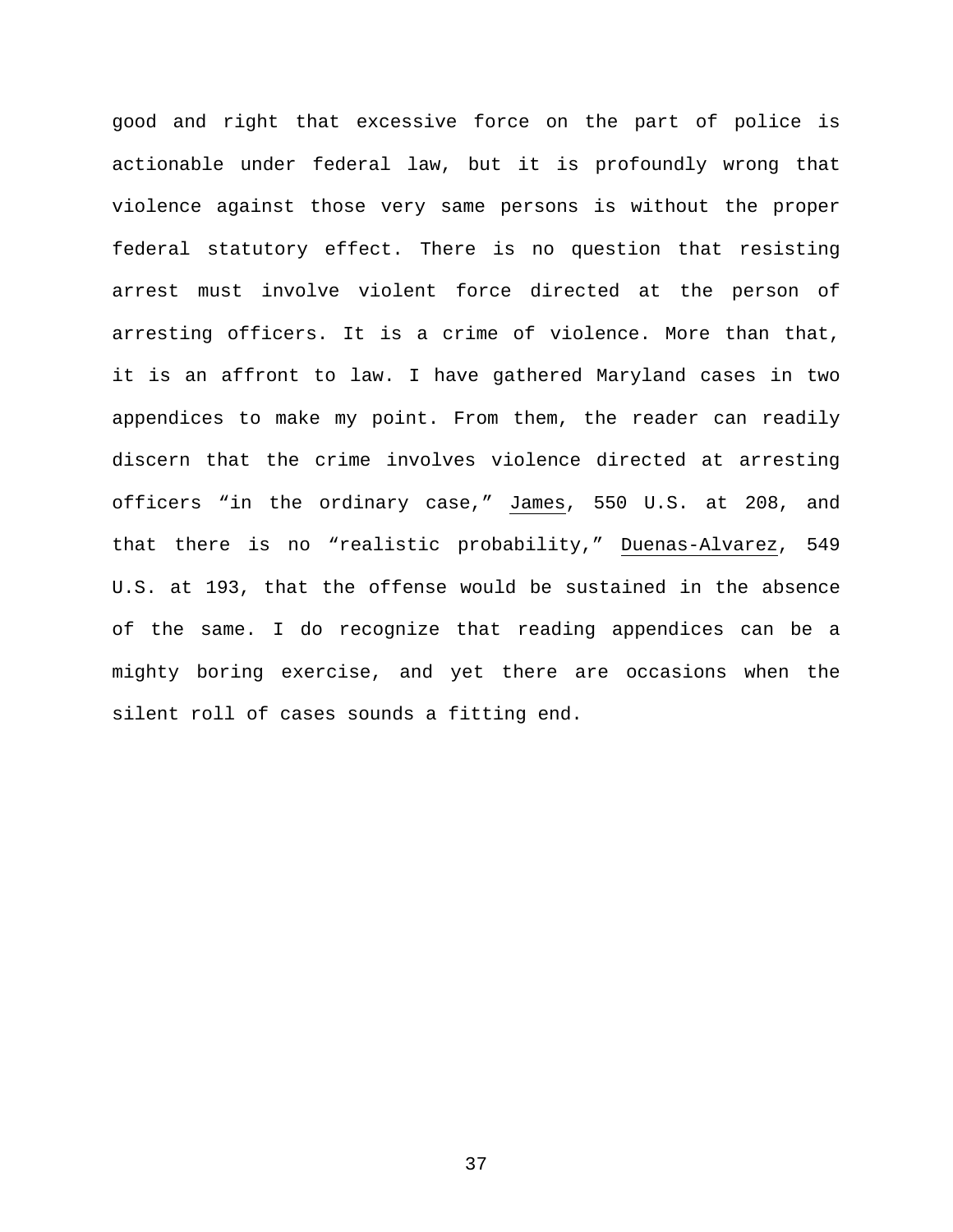good and right that excessive force on the part of police is actionable under federal law, but it is profoundly wrong that violence against those very same persons is without the proper federal statutory effect. There is no question that resisting arrest must involve violent force directed at the person of arresting officers. It is a crime of violence. More than that, it is an affront to law. I have gathered Maryland cases in two appendices to make my point. From them, the reader can readily discern that the crime involves violence directed at arresting officers "in the ordinary case," James, 550 U.S. at 208, and that there is no "realistic probability," Duenas-Alvarez, 549 U.S. at 193, that the offense would be sustained in the absence of the same. I do recognize that reading appendices can be a mighty boring exercise, and yet there are occasions when the silent roll of cases sounds a fitting end.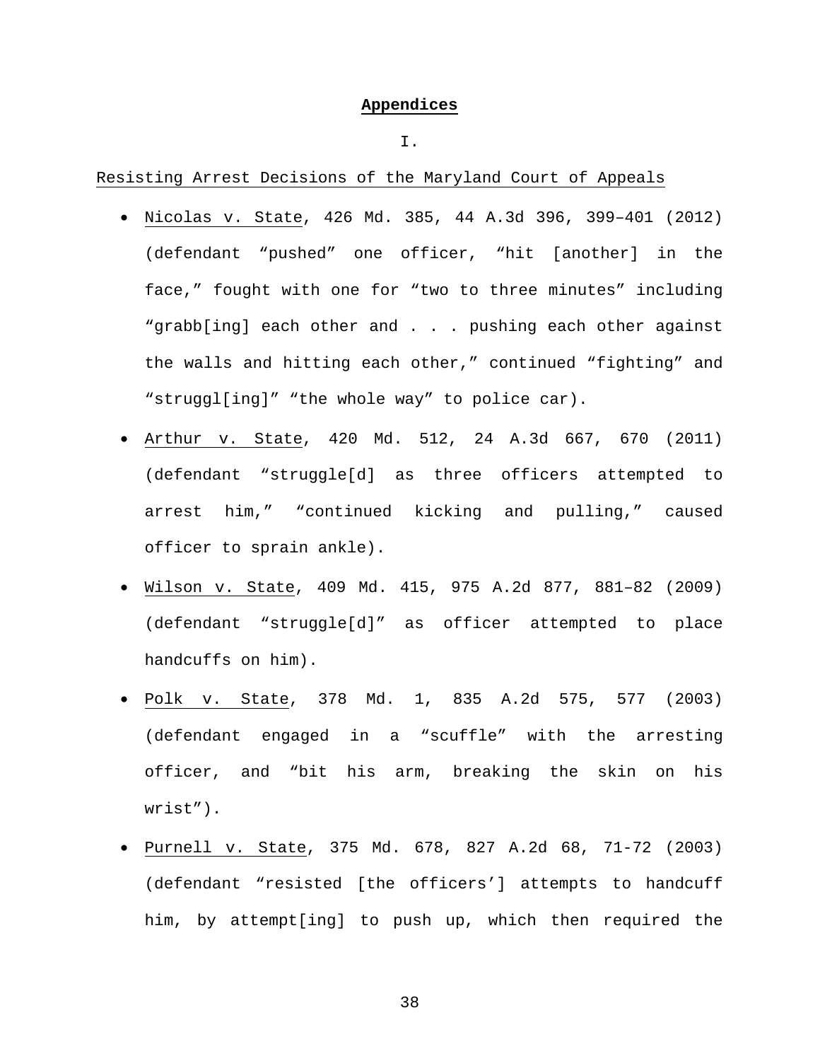# Appendices

## I.

Resisting Arrest Decisions of the Maryland Court of Appeals

- Nicolas v. State, 426 Md. 385, 44 A.3d 396, 399–401 (2012) (defendant "pushed" one officer, "hit [another] in the face," fought with one for "two to three minutes" including "grabb[ing] each other and . . . pushing each other against the walls and hitting each other," continued "fighting" and "struggl[ing]" "the whole way" to police car).
- Arthur v. State, 420 Md. 512, 24 A.3d 667, 670 (2011) (defendant "struggle[d] as three officers attempted to arrest him," "continued kicking and pulling," caused officer to sprain ankle).
- Wilson v. State, 409 Md. 415, 975 A.2d 877, 881–82 (2009) (defendant "struggle[d]" as officer attempted to place handcuffs on him).
- Polk v. State, 378 Md. 1, 835 A.2d 575, 577 (2003) (defendant engaged in a "scuffle" with the arresting officer, and "bit his arm, breaking the skin on his wrist").
- Purnell v. State, 375 Md. 678, 827 A.2d 68, 71-72 (2003) (defendant "resisted [the officers'] attempts to handcuff him, by attempt[ing] to push up, which then required the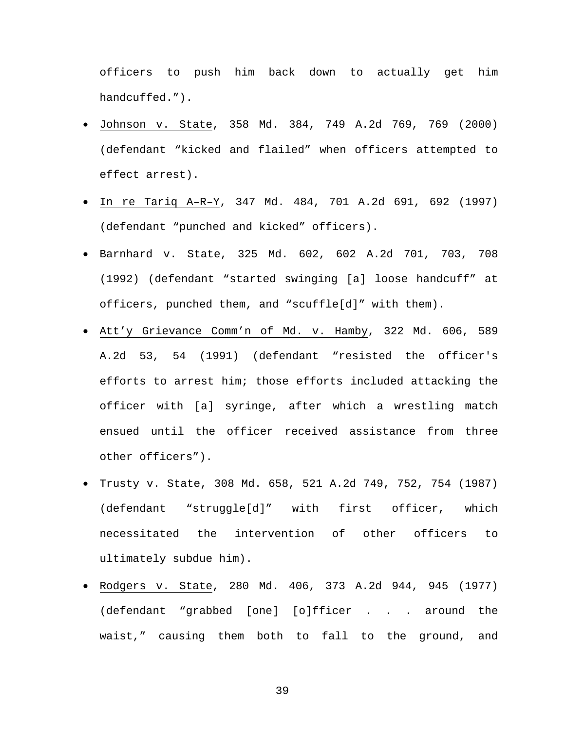officers to push him back down to actually get him handcuffed.”).

- Johnson v. State, 358 Md. 384, 749 A.2d 769, 769 (2000) (defendant “kicked and flailed” when officers attempted to effect arrest).
- In re Tariq A–R–Y, 347 Md. 484, 701 A.2d 691, 692 (1997) (defendant “punched and kicked” officers).
- Barnhard v. State, 325 Md. 602, 602 A.2d 701, 703, 708 (1992) (defendant “started swinging [a] loose handcuff” at officers, punched them, and “scuffle[d]” with them).
- Att’y Grievance Comm’n of Md. v. Hamby, 322 Md. 606, 589 A.2d 53, 54 (1991) (defendant “resisted the officer's efforts to arrest him; those efforts included attacking the officer with [a] syringe, after which a wrestling match ensued until the officer received assistance from three other officers”).
- Trusty v. State, 308 Md. 658, 521 A.2d 749, 752, 754 (1987) (defendant “struggle[d]” with first officer, which necessitated the intervention of other officers to ultimately subdue him).
- Rodgers v. State, 280 Md. 406, 373 A.2d 944, 945 (1977) (defendant “grabbed [one] [o]fficer . . . around the waist,” causing them both to fall to the ground, and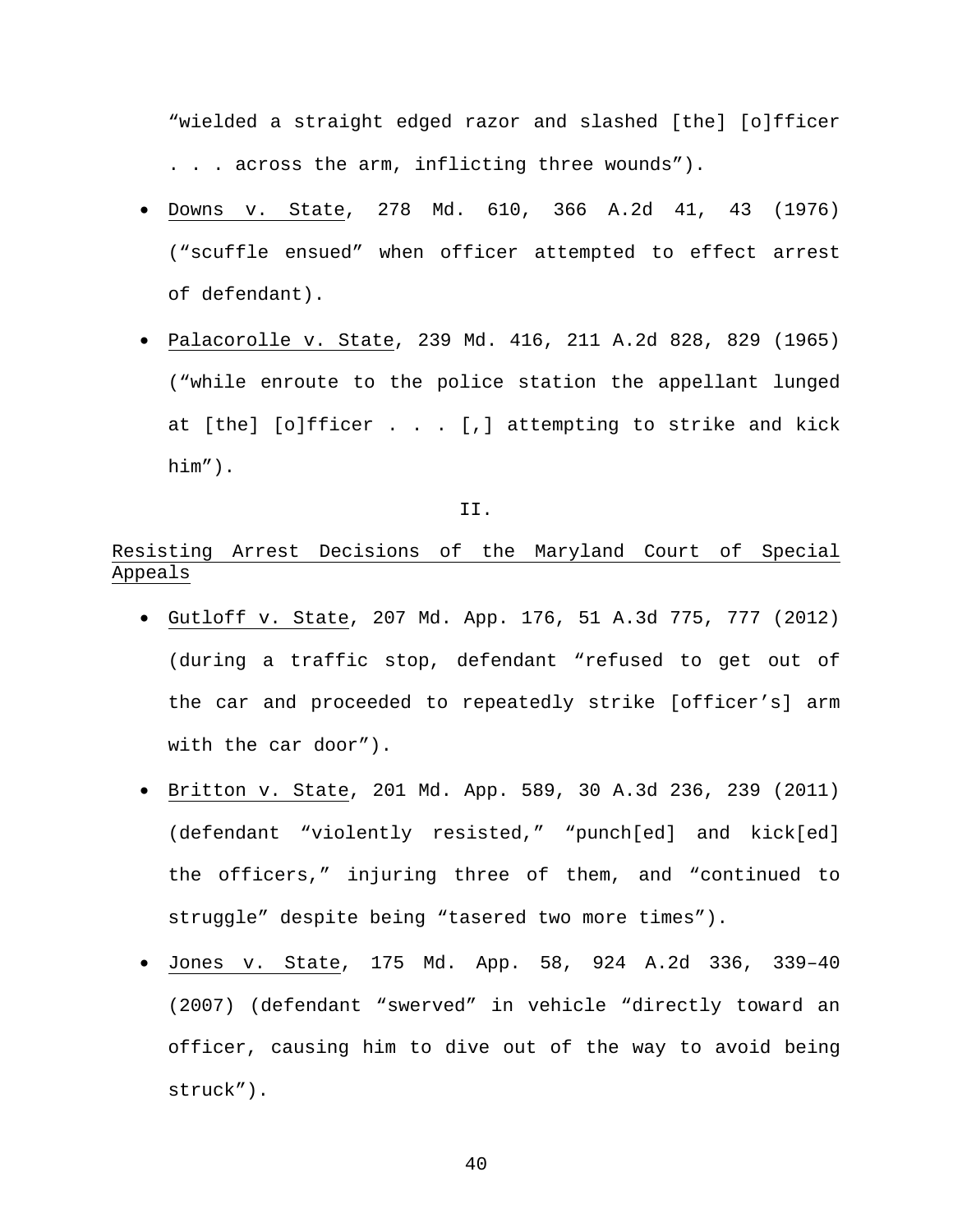"wielded a straight edged razor and slashed [the] [o]fficer . . . across the arm, inflicting three wounds").

- Downs v. State, 278 Md. 610, 366 A.2d 41, 43 (1976) ("scuffle ensued" when officer attempted to effect arrest of defendant).
- Palacorolle v. State, 239 Md. 416, 211 A.2d 828, 829 (1965) ("while enroute to the police station the appellant lunged at [the] [o]fficer . . . [,] attempting to strike and kick him").

II.

Resisting Arrest Decisions of the Maryland Court of Special Appeals

- Gutloff v. State, 207 Md. App. 176, 51 A.3d 775, 777 (2012) (during a traffic stop, defendant "refused to get out of the car and proceeded to repeatedly strike [officer's] arm with the car door").
- Britton v. State, 201 Md. App. 589, 30 A.3d 236, 239 (2011) (defendant "violently resisted," "punch[ed] and kick[ed] the officers," injuring three of them, and "continued to struggle" despite being "tasered two more times").
- Jones v. State, 175 Md. App. 58, 924 A.2d 336, 339–40 (2007) (defendant "swerved" in vehicle "directly toward an officer, causing him to dive out of the way to avoid being struck").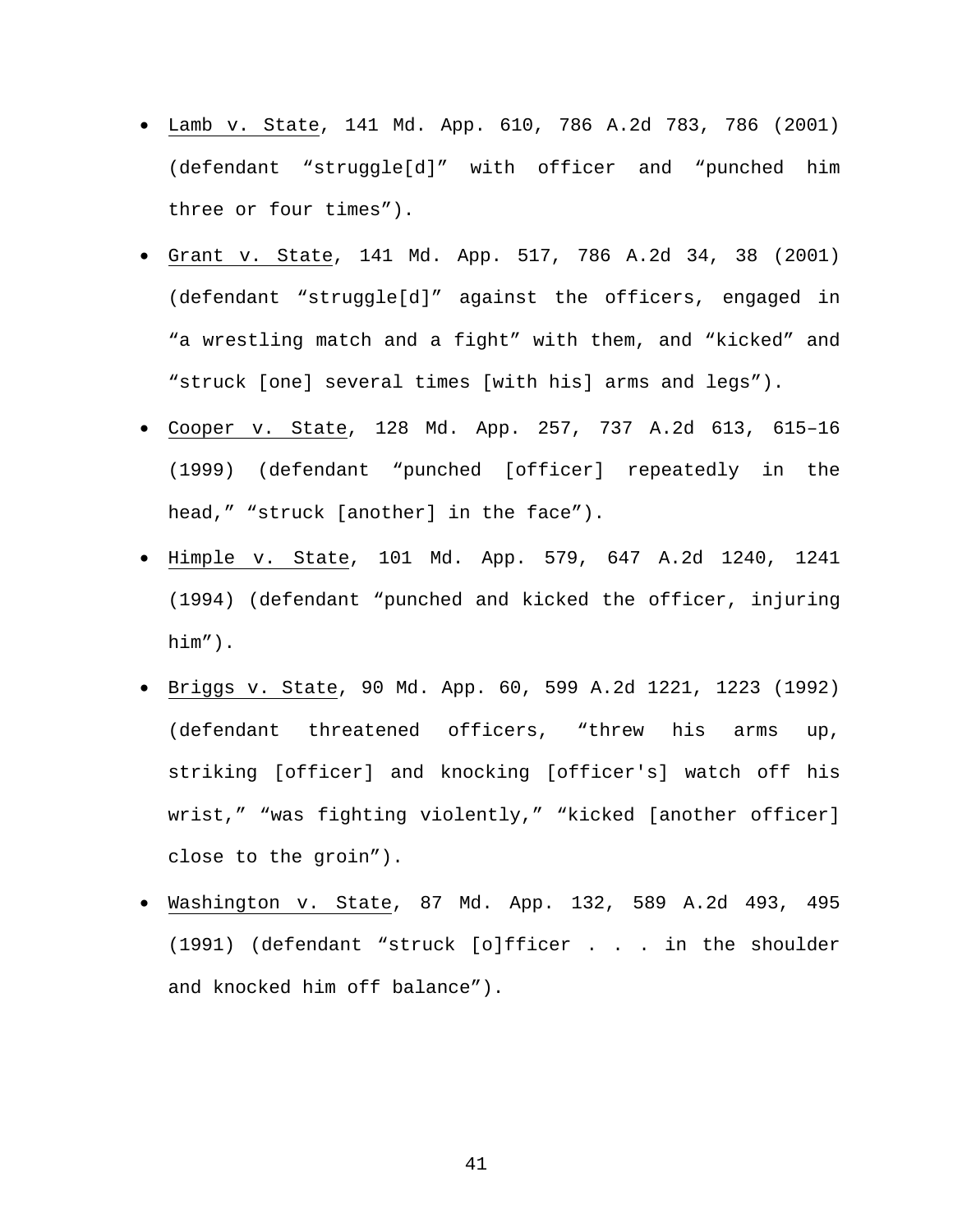- <u>Lamb v. State</u>, 141 Md. App. 610, 786 A.2d 783, 786 (2001) (defendant “struggle[d]” with officer and “punched him three or four times”).
- <u>Grant v. State</u>, 141 Md. App. 517, 786 A.2d 34, 38 (2001) (defendant “struggle[d]” against the officers, engaged in “a wrestling match and a fight” with them, and “kicked” and “struck [one] several times [with his] arms and legs”).
- <u>Cooper v. State</u>, 128 Md. App. 257, 737 A.2d 613, 615–16 (1999) (defendant “punched [officer] repeatedly in the head,” “struck [another] in the face”).
- <u>Himple v. State</u>, 101 Md. App. 579, 647 A.2d 1240, 1241 (1994) (defendant “punched and kicked the officer, injuring him”).
- <u>Briggs v. State</u>, 90 Md. App. 60, 599 A.2d 1221, 1223 (1992) (defendant threatened officers, “threw his arms up, striking [officer] and knocking [officer's] watch off his wrist,” “was fighting violently,” “kicked [another officer] close to the groin”).
- <u>Washington v. State</u>, 87 Md. App. 132, 589 A.2d 493, 495 (1991) (defendant “struck [o]fficer . . . in the shoulder and knocked him off balance”).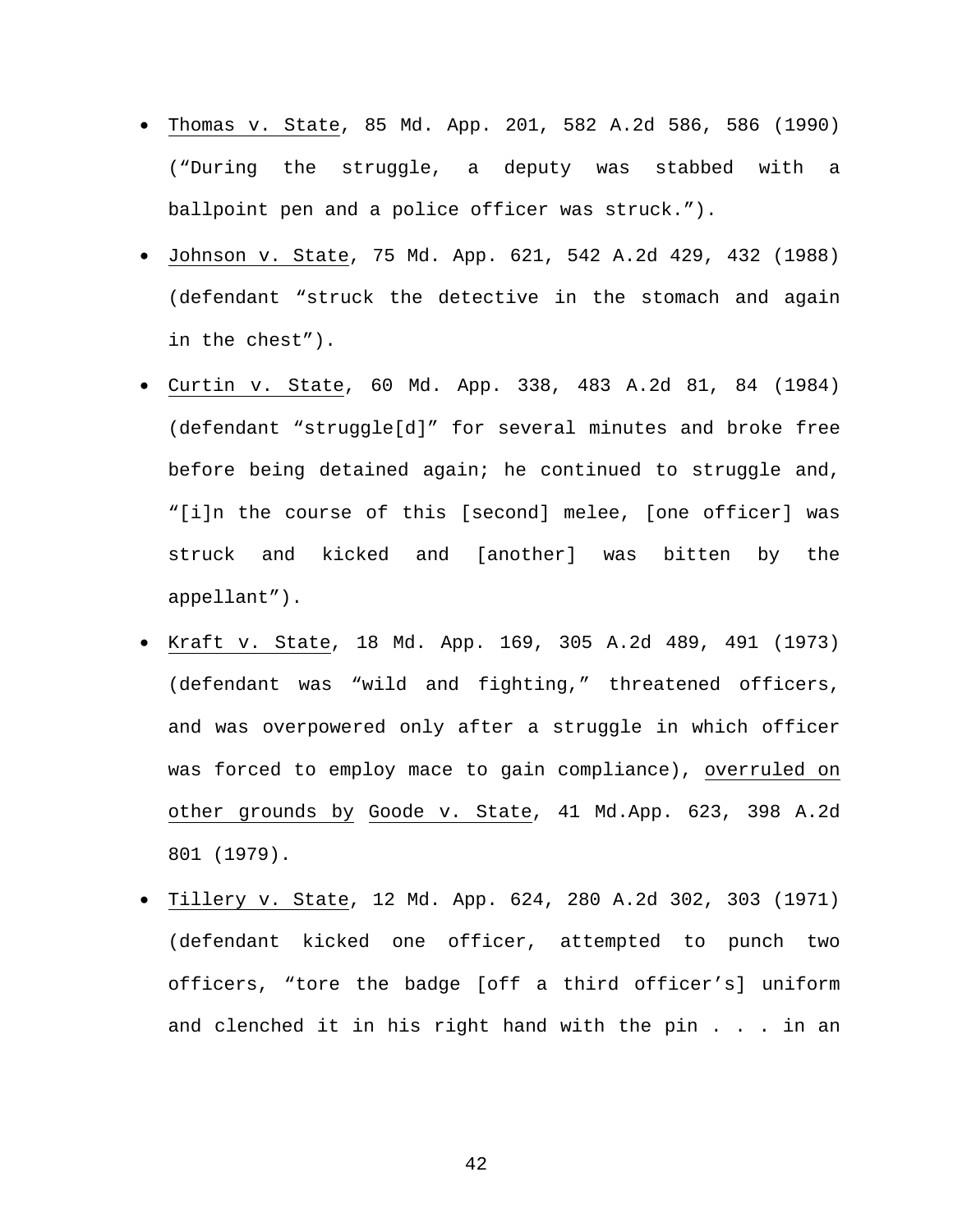- Thomas v. State, 85 Md. App. 201, 582 A.2d 586, 586 (1990) ("During the struggle, a deputy was stabbed with a ballpoint pen and a police officer was struck.").
- Johnson v. State, 75 Md. App. 621, 542 A.2d 429, 432 (1988) (defendant "struck the detective in the stomach and again in the chest").
- Curtin v. State, 60 Md. App. 338, 483 A.2d 81, 84 (1984) (defendant "struggle[d]" for several minutes and broke free before being detained again; he continued to struggle and, "[i]n the course of this [second] melee, [one officer] was struck and kicked and [another] was bitten by the appellant").
- Kraft v. State, 18 Md. App. 169, 305 A.2d 489, 491 (1973) (defendant was "wild and fighting," threatened officers, and was overpowered only after a struggle in which officer was forced to employ mace to gain compliance), overruled on other grounds by Goode v. State, 41 Md.App. 623, 398 A.2d 801 (1979).
- Tillery v. State, 12 Md. App. 624, 280 A.2d 302, 303 (1971) (defendant kicked one officer, attempted to punch two officers, "tore the badge [off a third officer's] uniform and clenched it in his right hand with the pin . . . in an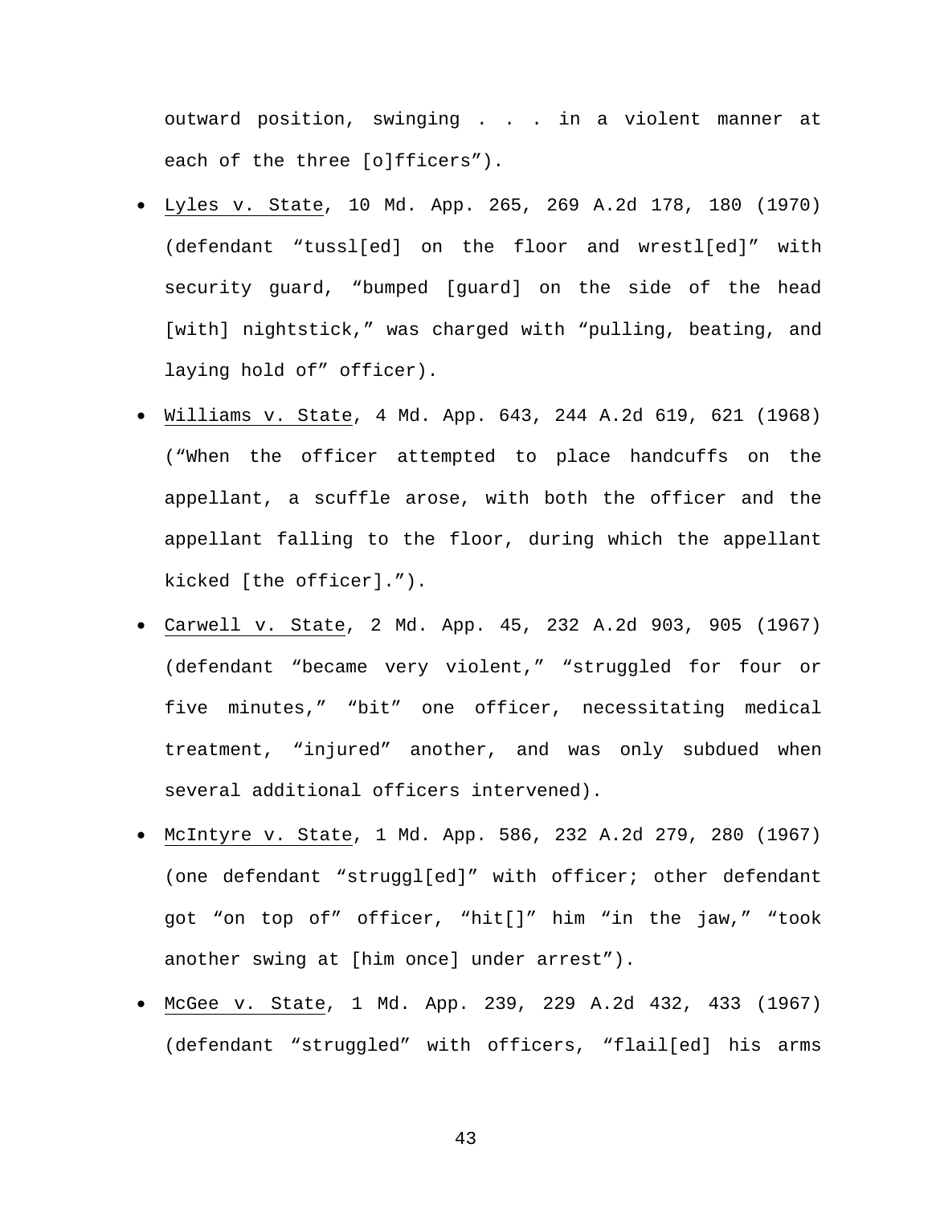outward position, swinging . . . in a violent manner at each of the three [o]fficers").

- Lyles v. State, 10 Md. App. 265, 269 A.2d 178, 180 (1970) (defendant "tussl[ed] on the floor and wrestl[ed]" with security guard, "bumped [guard] on the side of the head [with] nightstick," was charged with "pulling, beating, and laying hold of" officer).
- Williams v. State, 4 Md. App. 643, 244 A.2d 619, 621 (1968) ("When the officer attempted to place handcuffs on the appellant, a scuffle arose, with both the officer and the appellant falling to the floor, during which the appellant kicked [the officer].").
- Carwell v. State, 2 Md. App. 45, 232 A.2d 903, 905 (1967) (defendant "became very violent," "struggled for four or five minutes," "bit" one officer, necessitating medical treatment, "injured" another, and was only subdued when several additional officers intervened).
- McIntyre v. State, 1 Md. App. 586, 232 A.2d 279, 280 (1967) (one defendant "struggl[ed]" with officer; other defendant got "on top of" officer, "hit[]" him "in the jaw," "took another swing at [him once] under arrest").
- McGee v. State, 1 Md. App. 239, 229 A.2d 432, 433 (1967) (defendant "struggled" with officers, "flail[ed] his arms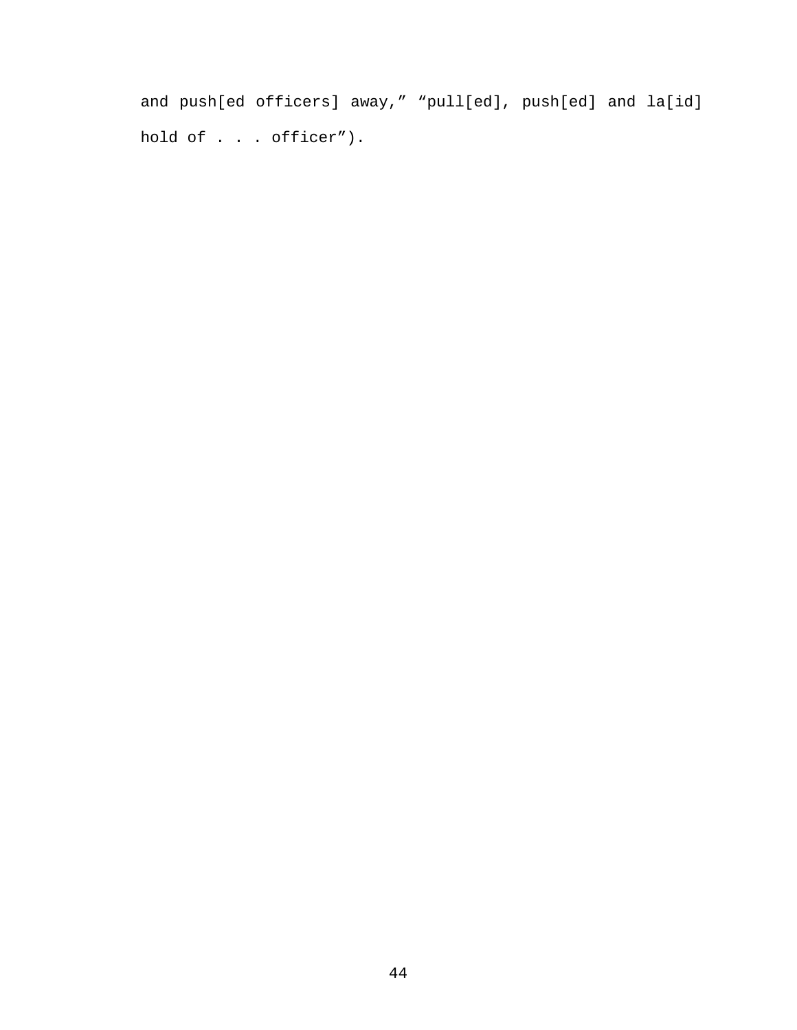and push[ed officers] away," "pull[ed], push[ed] and la[id] hold of . . . officer").